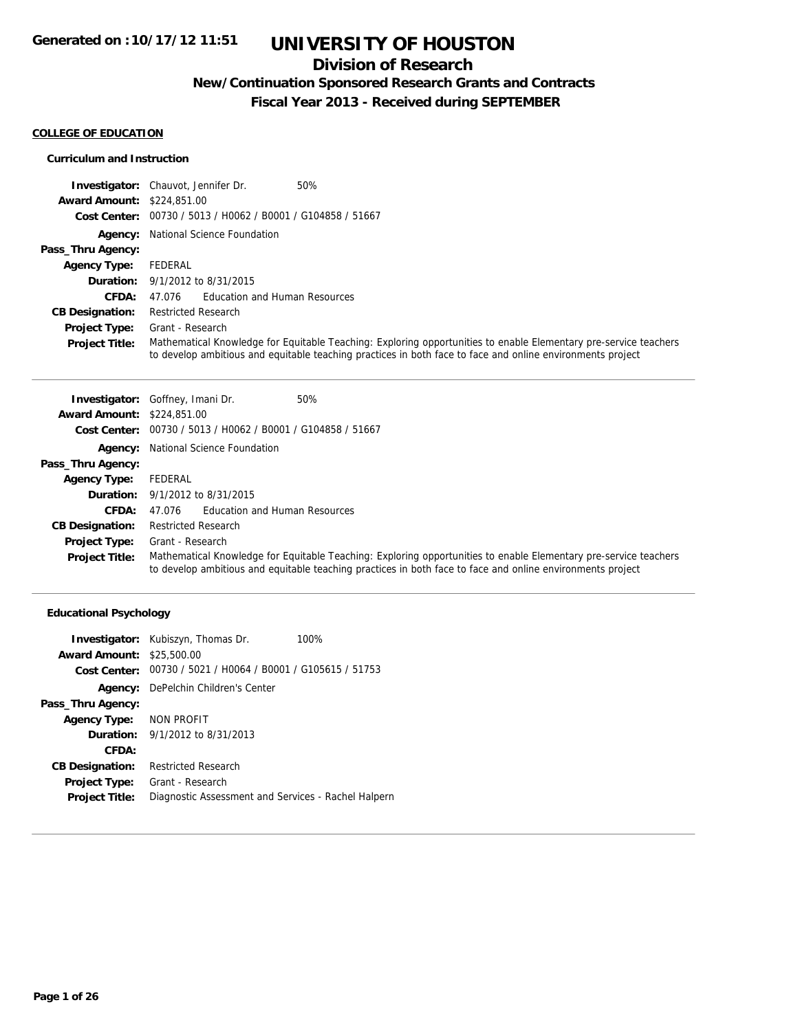# UNIVERSITY OF HOUSTON

## Division of Research

### New/Continuation Sponsored Research Grants and Contracts

### Fiscal Year 2013 - Received during SEPTEMBER

Generated on :10/17/12 11:51

**COLLEGE OF EDUCATION**

**Curriculum and Instruction**

**Investigator:** Chauvot, Jennifer Dr. 50%
**Award Amount:** $224,851.00
**Cost Center:** 00730 / 5013 / H0062 / B0001 / G104858 / 51667
**Agency:** National Science Foundation
**Pass_Thru Agency:**
**Agency Type:** FEDERAL
**Duration:** 9/1/2012 to 8/31/2015
**CFDA:** 47.076 Education and Human Resources
**CB Designation:** Restricted Research
**Project Type:** Grant - Research
**Project Title:** Mathematical Knowledge for Equitable Teaching: Exploring opportunities to enable Elementary pre-service teachers to develop ambitious and equitable teaching practices in both face to face and online environments project

---

**Investigator:** Goffney, Imani Dr. 50%
**Award Amount:** $224,851.00
**Cost Center:** 00730 / 5013 / H0062 / B0001 / G104858 / 51667
**Agency:** National Science Foundation
**Pass_Thru Agency:**
**Agency Type:** FEDERAL
**Duration:** 9/1/2012 to 8/31/2015
**CFDA:** 47.076 Education and Human Resources
**CB Designation:** Restricted Research
**Project Type:** Grant - Research
**Project Title:** Mathematical Knowledge for Equitable Teaching: Exploring opportunities to enable Elementary pre-service teachers to develop ambitious and equitable teaching practices in both face to face and online environments project

---

**Educational Psychology**

**Investigator:** Kubiszyn, Thomas Dr. 100%
**Award Amount:** $25,500.00
**Cost Center:** 00730 / 5021 / H0064 / B0001 / G105615 / 51753
**Agency:** DePelchin Children's Center
**Pass_Thru Agency:**
**Agency Type:** NON PROFIT
**Duration:** 9/1/2012 to 8/31/2013
**CFDA:**
**CB Designation:** Restricted Research
**Project Type:** Grant - Research
**Project Title:** Diagnostic Assessment and Services - Rachel Halpern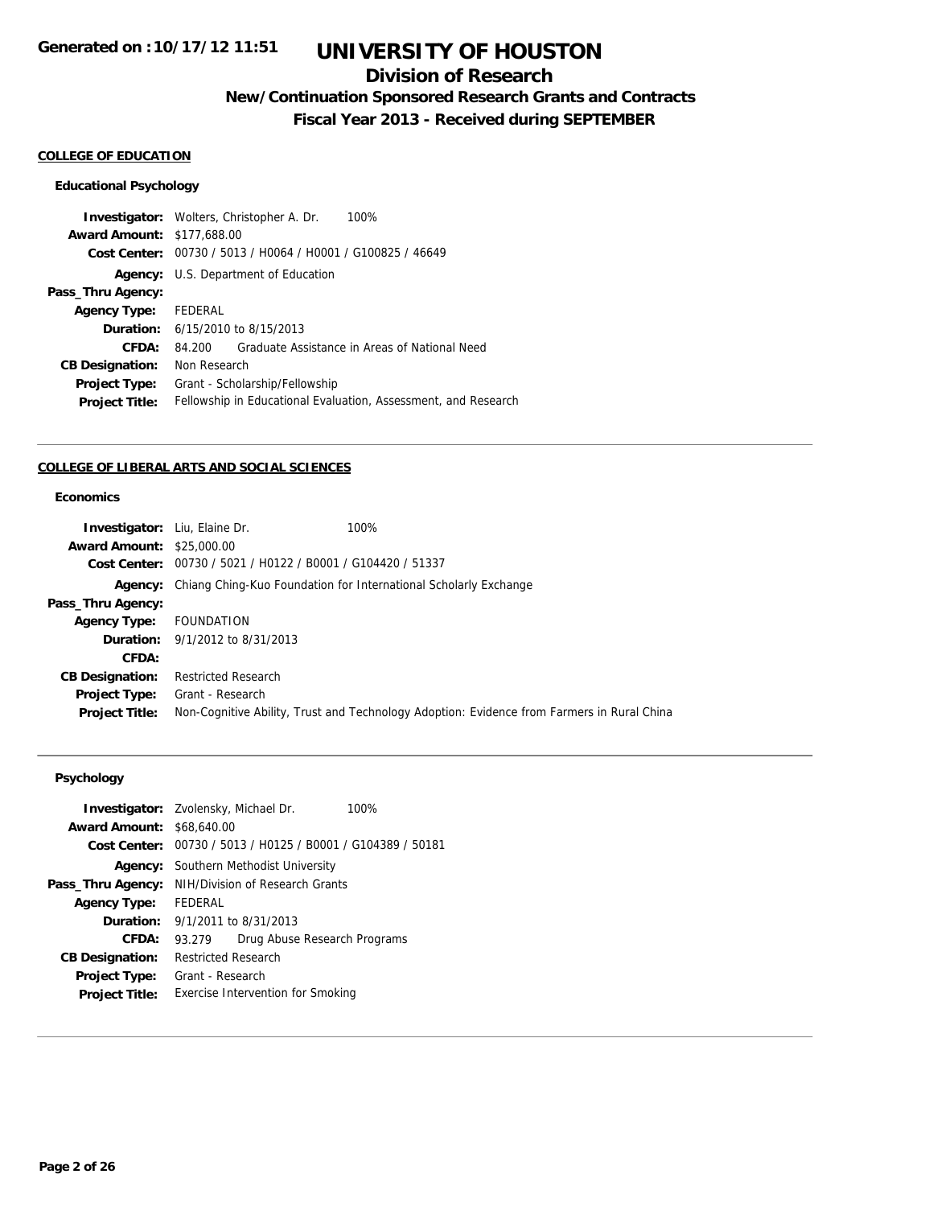# UNIVERSITY OF HOUSTON

## Division of Research

### New/Continuation Sponsored Research Grants and Contracts

### Fiscal Year 2013 - Received during SEPTEMBER

Generated on :10/17/12 11:51

**COLLEGE OF EDUCATION**

**Educational Psychology**

**Investigator:** Wolters, Christopher A. Dr. 100%
**Award Amount:** $177,688.00
**Cost Center:** 00730 / 5013 / H0064 / H0001 / G100825 / 46649
**Agency:** U.S. Department of Education
**Pass_Thru Agency:**
**Agency Type:** FEDERAL
**Duration:** 6/15/2010 to 8/15/2013
**CFDA:** 84.200 Graduate Assistance in Areas of National Need
**CB Designation:** Non Research
**Project Type:** Grant - Scholarship/Fellowship
**Project Title:** Fellowship in Educational Evaluation, Assessment, and Research

---

**COLLEGE OF LIBERAL ARTS AND SOCIAL SCIENCES**

**Economics**

**Investigator:** Liu, Elaine Dr. 100%
**Award Amount:** $25,000.00
**Cost Center:** 00730 / 5021 / H0122 / B0001 / G104420 / 51337
**Agency:** Chiang Ching-Kuo Foundation for International Scholarly Exchange
**Pass_Thru Agency:**
**Agency Type:** FOUNDATION
**Duration:** 9/1/2012 to 8/31/2013
**CFDA:**
**CB Designation:** Restricted Research
**Project Type:** Grant - Research
**Project Title:** Non-Cognitive Ability, Trust and Technology Adoption: Evidence from Farmers in Rural China

---

**Psychology**

**Investigator:** Zvolensky, Michael Dr. 100%
**Award Amount:** $68,640.00
**Cost Center:** 00730 / 5013 / H0125 / B0001 / G104389 / 50181
**Agency:** Southern Methodist University
**Pass_Thru Agency:** NIH/Division of Research Grants
**Agency Type:** FEDERAL
**Duration:** 9/1/2011 to 8/31/2013
**CFDA:** 93.279 Drug Abuse Research Programs
**CB Designation:** Restricted Research
**Project Type:** Grant - Research
**Project Title:** Exercise Intervention for Smoking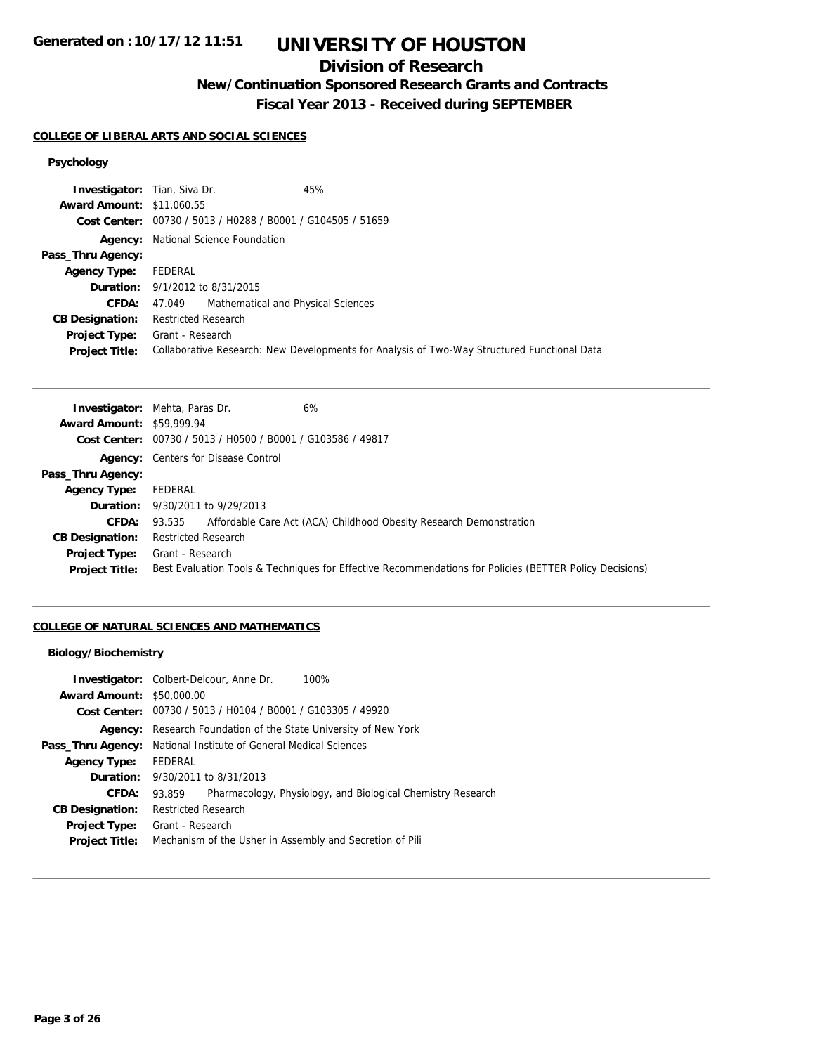# UNIVERSITY OF HOUSTON

## Division of Research

### New/Continuation Sponsored Research Grants and Contracts

### Fiscal Year 2013 - Received during SEPTEMBER

Generated on :10/17/12 11:51

**COLLEGE OF LIBERAL ARTS AND SOCIAL SCIENCES**

**Psychology**

**Investigator:** Tian, Siva Dr. 45%
**Award Amount:** $11,060.55
**Cost Center:** 00730 / 5013 / H0288 / B0001 / G104505 / 51659
**Agency:** National Science Foundation
**Pass_Thru Agency:**
**Agency Type:** FEDERAL
**Duration:** 9/1/2012 to 8/31/2015
**CFDA:** 47.049 Mathematical and Physical Sciences
**CB Designation:** Restricted Research
**Project Type:** Grant - Research
**Project Title:** Collaborative Research: New Developments for Analysis of Two-Way Structured Functional Data

---

**Investigator:** Mehta, Paras Dr. 6%
**Award Amount:** $59,999.94
**Cost Center:** 00730 / 5013 / H0500 / B0001 / G103586 / 49817
**Agency:** Centers for Disease Control
**Pass_Thru Agency:**
**Agency Type:** FEDERAL
**Duration:** 9/30/2011 to 9/29/2013
**CFDA:** 93.535 Affordable Care Act (ACA) Childhood Obesity Research Demonstration
**CB Designation:** Restricted Research
**Project Type:** Grant - Research
**Project Title:** Best Evaluation Tools & Techniques for Effective Recommendations for Policies (BETTER Policy Decisions)

---

**COLLEGE OF NATURAL SCIENCES AND MATHEMATICS**

**Biology/Biochemistry**

**Investigator:** Colbert-Delcour, Anne Dr. 100%
**Award Amount:** $50,000.00
**Cost Center:** 00730 / 5013 / H0104 / B0001 / G103305 / 49920
**Agency:** Research Foundation of the State University of New York
**Pass_Thru Agency:** National Institute of General Medical Sciences
**Agency Type:** FEDERAL
**Duration:** 9/30/2011 to 8/31/2013
**CFDA:** 93.859 Pharmacology, Physiology, and Biological Chemistry Research
**CB Designation:** Restricted Research
**Project Type:** Grant - Research
**Project Title:** Mechanism of the Usher in Assembly and Secretion of Pili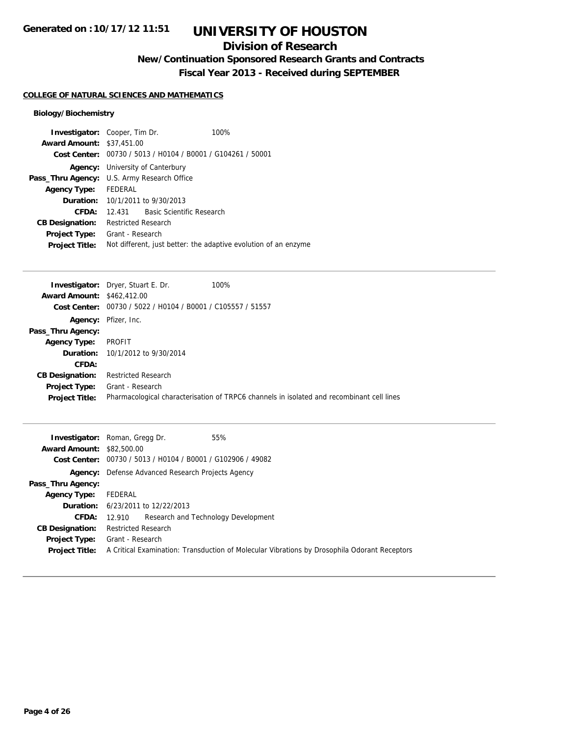# UNIVERSITY OF HOUSTON

## Division of Research

### New/Continuation Sponsored Research Grants and Contracts

### Fiscal Year 2013 - Received during SEPTEMBER

**COLLEGE OF NATURAL SCIENCES AND MATHEMATICS**

**Biology/Biochemistry**

**Investigator:** Cooper, Tim Dr. 100%
**Award Amount:** $37,451.00
**Cost Center:** 00730 / 5013 / H0104 / B0001 / G104261 / 50001
**Agency:** University of Canterbury
**Pass_Thru Agency:** U.S. Army Research Office
**Agency Type:** FEDERAL
**Duration:** 10/1/2011 to 9/30/2013
**CFDA:** 12.431 Basic Scientific Research
**CB Designation:** Restricted Research
**Project Type:** Grant - Research
**Project Title:** Not different, just better: the adaptive evolution of an enzyme

---

**Investigator:** Dryer, Stuart E. Dr. 100%
**Award Amount:** $462,412.00
**Cost Center:** 00730 / 5022 / H0104 / B0001 / C105557 / 51557
**Agency:** Pfizer, Inc.
**Pass_Thru Agency:**
**Agency Type:** PROFIT
**Duration:** 10/1/2012 to 9/30/2014
**CFDA:**
**CB Designation:** Restricted Research
**Project Type:** Grant - Research
**Project Title:** Pharmacological characterisation of TRPC6 channels in isolated and recombinant cell lines

---

**Investigator:** Roman, Gregg Dr. 55%
**Award Amount:** $82,500.00
**Cost Center:** 00730 / 5013 / H0104 / B0001 / G102906 / 49082
**Agency:** Defense Advanced Research Projects Agency
**Pass_Thru Agency:**
**Agency Type:** FEDERAL
**Duration:** 6/23/2011 to 12/22/2013
**CFDA:** 12.910 Research and Technology Development
**CB Designation:** Restricted Research
**Project Type:** Grant - Research
**Project Title:** A Critical Examination: Transduction of Molecular Vibrations by Drosophila Odorant Receptors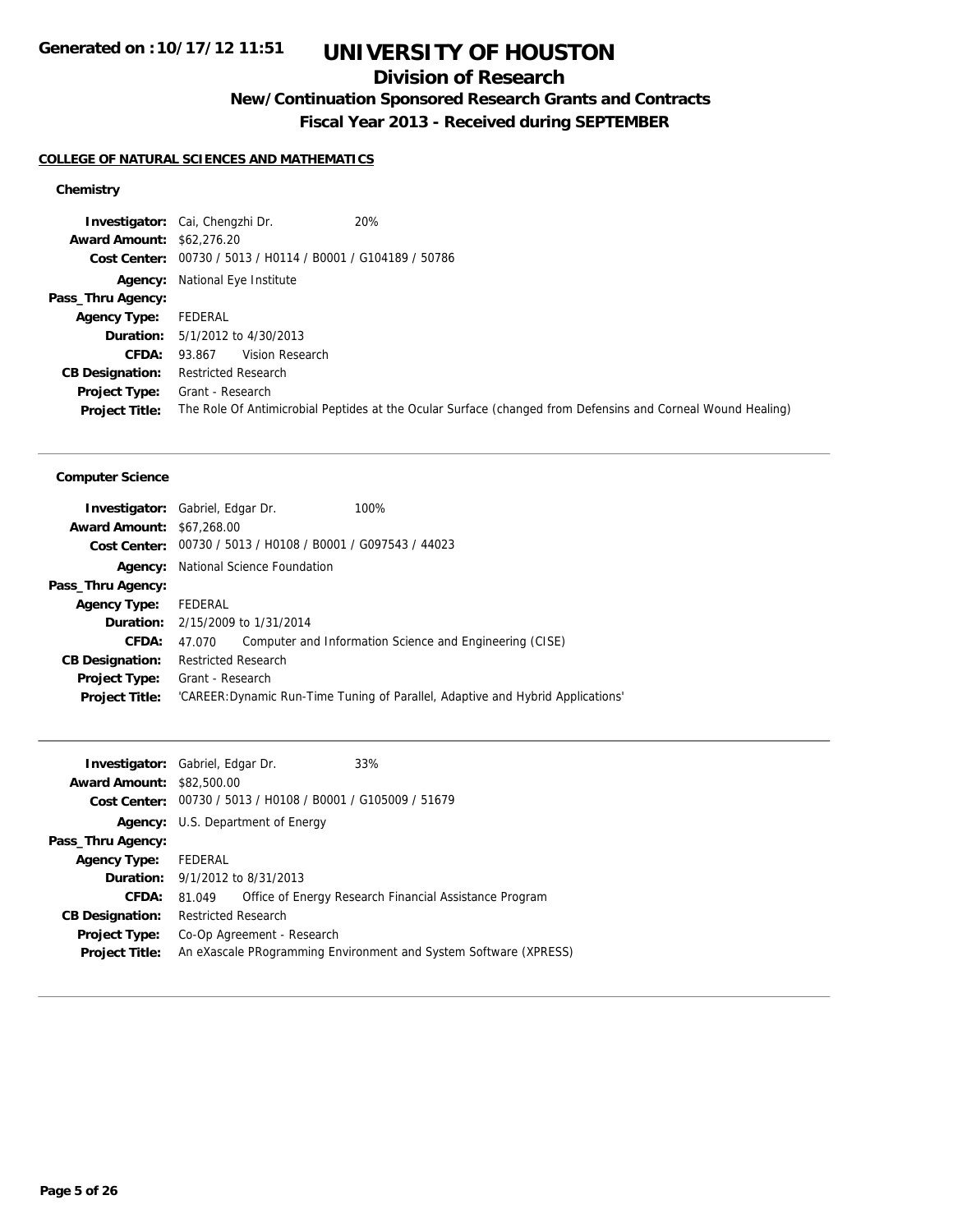# UNIVERSITY OF HOUSTON

## Division of Research

### New/Continuation Sponsored Research Grants and Contracts

### Fiscal Year 2013 - Received during SEPTEMBER

Generated on :10/17/12 11:51

**COLLEGE OF NATURAL SCIENCES AND MATHEMATICS**

#### Chemistry

**Investigator:** Cai, Chengzhi Dr. 20%
**Award Amount:** $62,276.20
**Cost Center:** 00730 / 5013 / H0114 / B0001 / G104189 / 50786
**Agency:** National Eye Institute
**Pass_Thru Agency:**
**Agency Type:** FEDERAL
**Duration:** 5/1/2012 to 4/30/2013
**CFDA:** 93.867 Vision Research
**CB Designation:** Restricted Research
**Project Type:** Grant - Research
**Project Title:** The Role Of Antimicrobial Peptides at the Ocular Surface (changed from Defensins and Corneal Wound Healing)

---

#### Computer Science

**Investigator:** Gabriel, Edgar Dr. 100%
**Award Amount:** $67,268.00
**Cost Center:** 00730 / 5013 / H0108 / B0001 / G097543 / 44023
**Agency:** National Science Foundation
**Pass_Thru Agency:**
**Agency Type:** FEDERAL
**Duration:** 2/15/2009 to 1/31/2014
**CFDA:** 47.070 Computer and Information Science and Engineering (CISE)
**CB Designation:** Restricted Research
**Project Type:** Grant - Research
**Project Title:** 'CAREER:Dynamic Run-Time Tuning of Parallel, Adaptive and Hybrid Applications'

---

**Investigator:** Gabriel, Edgar Dr. 33%
**Award Amount:** $82,500.00
**Cost Center:** 00730 / 5013 / H0108 / B0001 / G105009 / 51679
**Agency:** U.S. Department of Energy
**Pass_Thru Agency:**
**Agency Type:** FEDERAL
**Duration:** 9/1/2012 to 8/31/2013
**CFDA:** 81.049 Office of Energy Research Financial Assistance Program
**CB Designation:** Restricted Research
**Project Type:** Co-Op Agreement - Research
**Project Title:** An eXascale PRogramming Environment and System Software (XPRESS)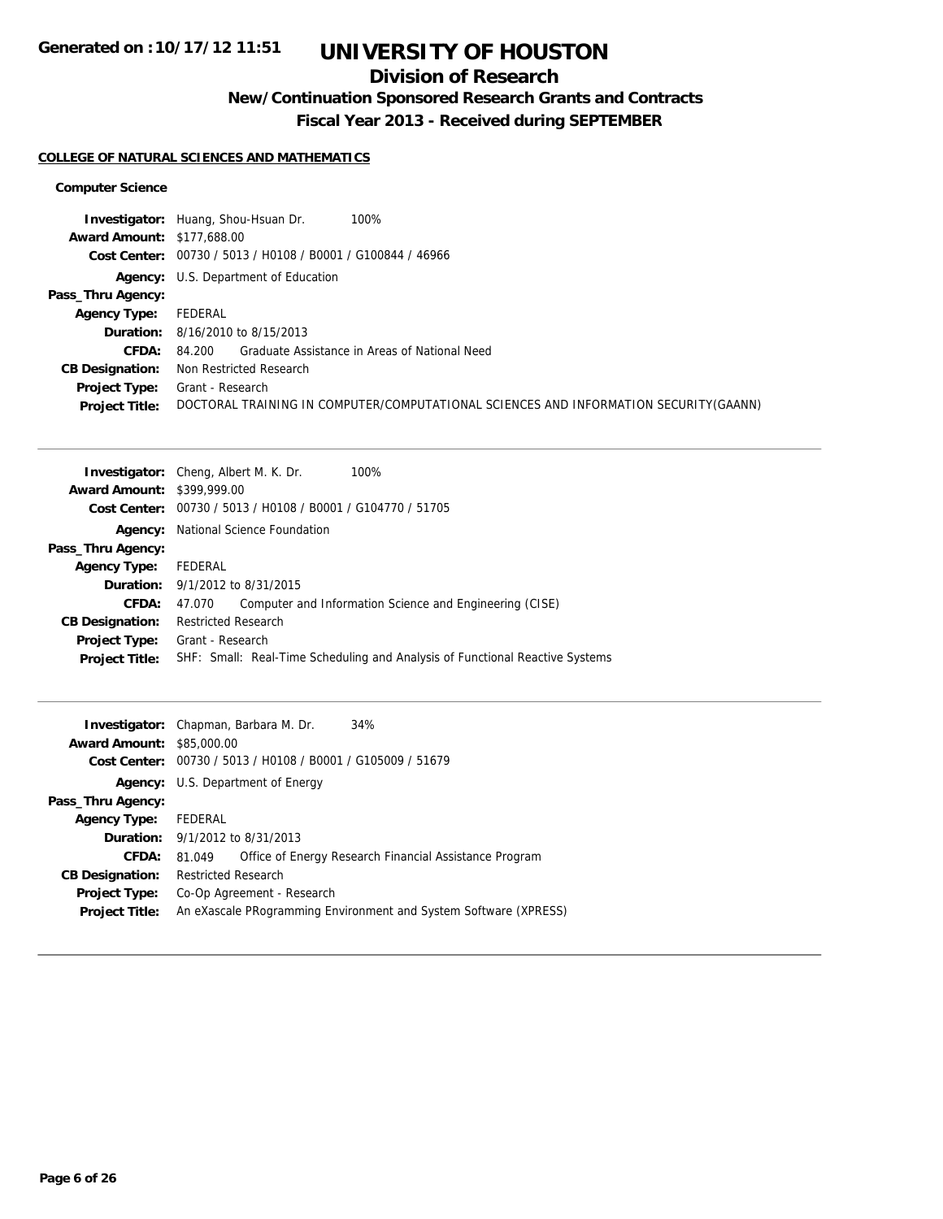# UNIVERSITY OF HOUSTON

## Division of Research

### New/Continuation Sponsored Research Grants and Contracts

### Fiscal Year 2013 - Received during SEPTEMBER

**COLLEGE OF NATURAL SCIENCES AND MATHEMATICS**

**Computer Science**

**Investigator:** Huang, Shou-Hsuan Dr. 100%
**Award Amount:** $177,688.00
**Cost Center:** 00730 / 5013 / H0108 / B0001 / G100844 / 46966
**Agency:** U.S. Department of Education
**Pass_Thru Agency:**
**Agency Type:** FEDERAL
**Duration:** 8/16/2010 to 8/15/2013
**CFDA:** 84.200 Graduate Assistance in Areas of National Need
**CB Designation:** Non Restricted Research
**Project Type:** Grant - Research
**Project Title:** DOCTORAL TRAINING IN COMPUTER/COMPUTATIONAL SCIENCES AND INFORMATION SECURITY(GAANN)

---

**Investigator:** Cheng, Albert M. K. Dr. 100%
**Award Amount:** $399,999.00
**Cost Center:** 00730 / 5013 / H0108 / B0001 / G104770 / 51705
**Agency:** National Science Foundation
**Pass_Thru Agency:**
**Agency Type:** FEDERAL
**Duration:** 9/1/2012 to 8/31/2015
**CFDA:** 47.070 Computer and Information Science and Engineering (CISE)
**CB Designation:** Restricted Research
**Project Type:** Grant - Research
**Project Title:** SHF: Small: Real-Time Scheduling and Analysis of Functional Reactive Systems

---

**Investigator:** Chapman, Barbara M. Dr. 34%
**Award Amount:** $85,000.00
**Cost Center:** 00730 / 5013 / H0108 / B0001 / G105009 / 51679
**Agency:** U.S. Department of Energy
**Pass_Thru Agency:**
**Agency Type:** FEDERAL
**Duration:** 9/1/2012 to 8/31/2013
**CFDA:** 81.049 Office of Energy Research Financial Assistance Program
**CB Designation:** Restricted Research
**Project Type:** Co-Op Agreement - Research
**Project Title:** An eXascale PRogramming Environment and System Software (XPRESS)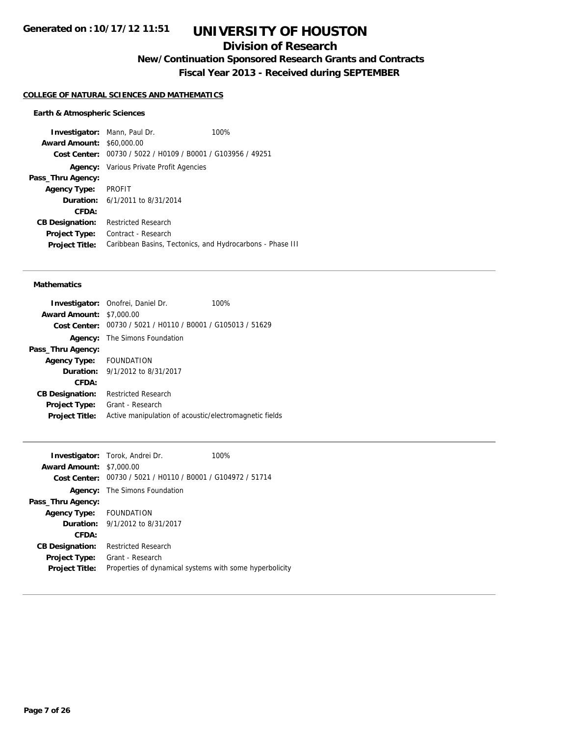**Generated on :10/17/12 11:51**

# UNIVERSITY OF HOUSTON

## Division of Research

### New/Continuation Sponsored Research Grants and Contracts

### Fiscal Year 2013 - Received during SEPTEMBER

**COLLEGE OF NATURAL SCIENCES AND MATHEMATICS**

**Earth & Atmospheric Sciences**

**Investigator:** Mann, Paul Dr. 100%
**Award Amount:** $60,000.00
**Cost Center:** 00730 / 5022 / H0109 / B0001 / G103956 / 49251
**Agency:** Various Private Profit Agencies
**Pass_Thru Agency:**
**Agency Type:** PROFIT
**Duration:** 6/1/2011 to 8/31/2014
**CFDA:**
**CB Designation:** Restricted Research
**Project Type:** Contract - Research
**Project Title:** Caribbean Basins, Tectonics, and Hydrocarbons - Phase III

---

**Mathematics**

**Investigator:** Onofrei, Daniel Dr. 100%
**Award Amount:** $7,000.00
**Cost Center:** 00730 / 5021 / H0110 / B0001 / G105013 / 51629
**Agency:** The Simons Foundation
**Pass_Thru Agency:**
**Agency Type:** FOUNDATION
**Duration:** 9/1/2012 to 8/31/2017
**CFDA:**
**CB Designation:** Restricted Research
**Project Type:** Grant - Research
**Project Title:** Active manipulation of acoustic/electromagnetic fields

---

**Investigator:** Torok, Andrei Dr. 100%
**Award Amount:** $7,000.00
**Cost Center:** 00730 / 5021 / H0110 / B0001 / G104972 / 51714
**Agency:** The Simons Foundation
**Pass_Thru Agency:**
**Agency Type:** FOUNDATION
**Duration:** 9/1/2012 to 8/31/2017
**CFDA:**
**CB Designation:** Restricted Research
**Project Type:** Grant - Research
**Project Title:** Properties of dynamical systems with some hyperbolicity

---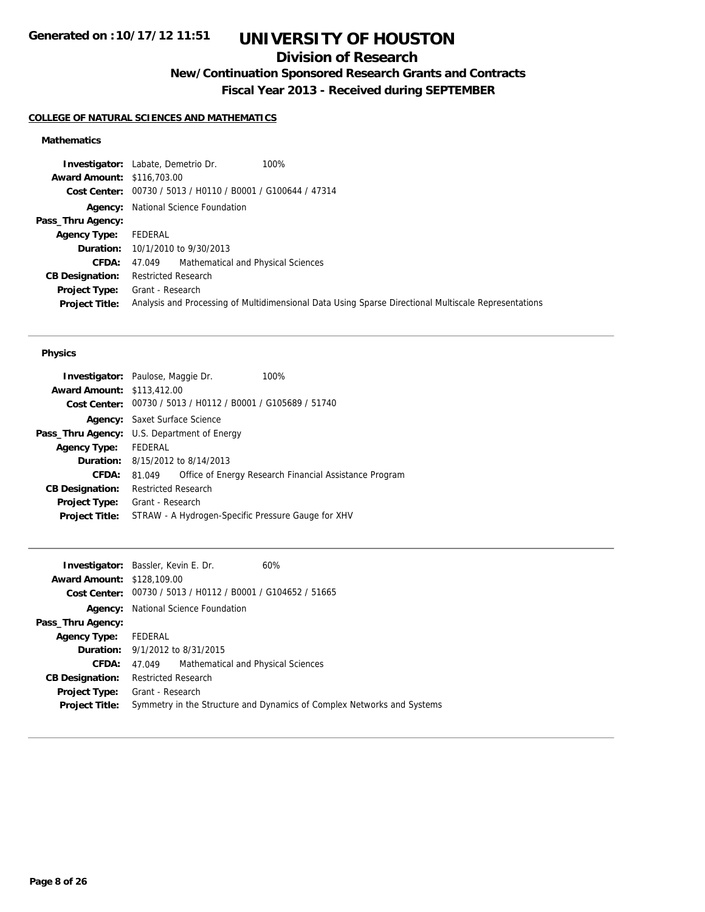# UNIVERSITY OF HOUSTON

## Division of Research

### New/Continuation Sponsored Research Grants and Contracts

### Fiscal Year 2013 - Received during SEPTEMBER

**COLLEGE OF NATURAL SCIENCES AND MATHEMATICS**

#### Mathematics

**Investigator:** Labate, Demetrio Dr. 100%
**Award Amount:** $116,703.00
**Cost Center:** 00730 / 5013 / H0110 / B0001 / G100644 / 47314
**Agency:** National Science Foundation
**Pass_Thru Agency:**
**Agency Type:** FEDERAL
**Duration:** 10/1/2010 to 9/30/2013
**CFDA:** 47.049 Mathematical and Physical Sciences
**CB Designation:** Restricted Research
**Project Type:** Grant - Research
**Project Title:** Analysis and Processing of Multidimensional Data Using Sparse Directional Multiscale Representations

---

#### Physics

**Investigator:** Paulose, Maggie Dr. 100%
**Award Amount:** $113,412.00
**Cost Center:** 00730 / 5013 / H0112 / B0001 / G105689 / 51740
**Agency:** Saxet Surface Science
**Pass_Thru Agency:** U.S. Department of Energy
**Agency Type:** FEDERAL
**Duration:** 8/15/2012 to 8/14/2013
**CFDA:** 81.049 Office of Energy Research Financial Assistance Program
**CB Designation:** Restricted Research
**Project Type:** Grant - Research
**Project Title:** STRAW - A Hydrogen-Specific Pressure Gauge for XHV

---

**Investigator:** Bassler, Kevin E. Dr. 60%
**Award Amount:** $128,109.00
**Cost Center:** 00730 / 5013 / H0112 / B0001 / G104652 / 51665
**Agency:** National Science Foundation
**Pass_Thru Agency:**
**Agency Type:** FEDERAL
**Duration:** 9/1/2012 to 8/31/2015
**CFDA:** 47.049 Mathematical and Physical Sciences
**CB Designation:** Restricted Research
**Project Type:** Grant - Research
**Project Title:** Symmetry in the Structure and Dynamics of Complex Networks and Systems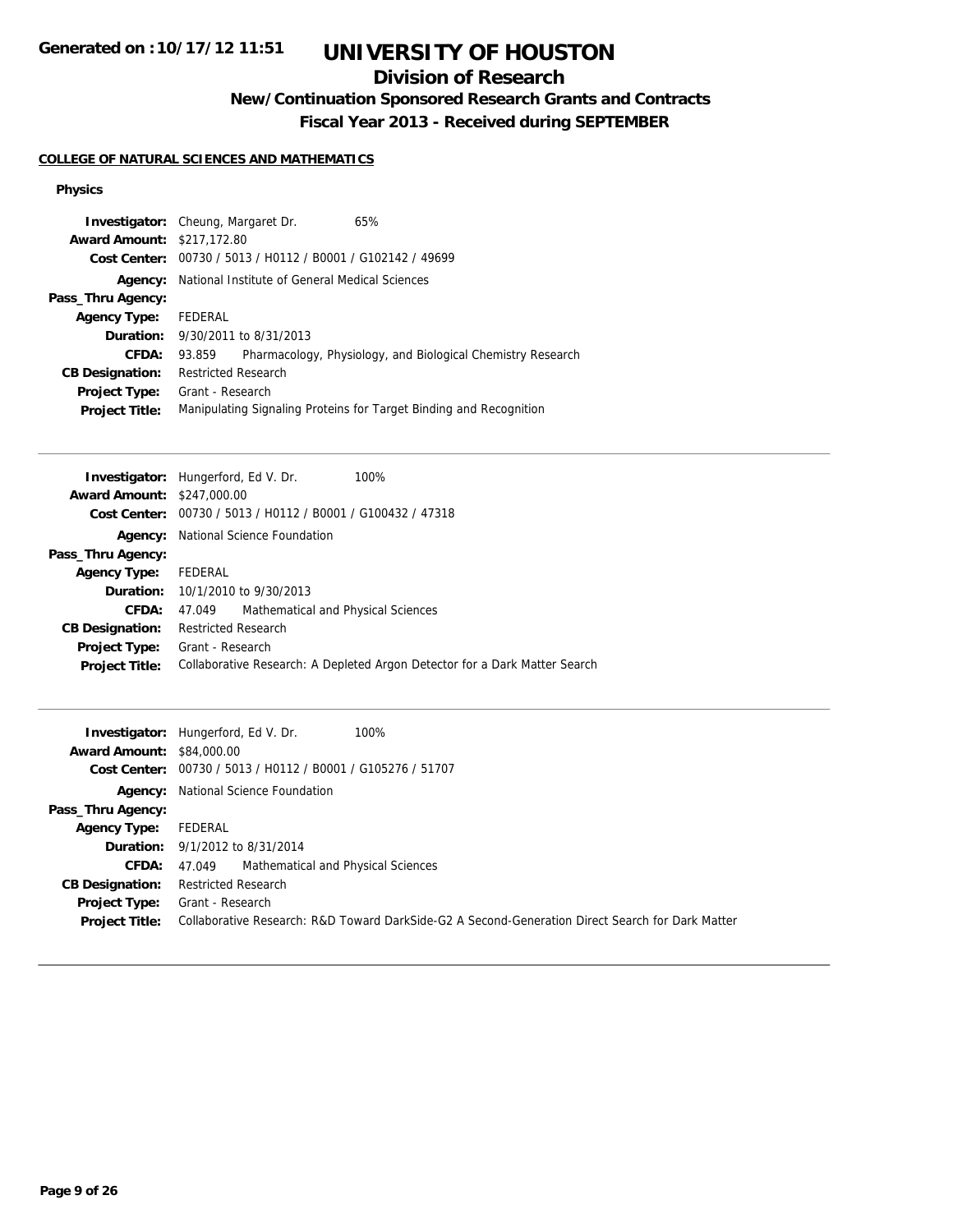**Generated on :10/17/12 11:51**

# UNIVERSITY OF HOUSTON

## Division of Research

### New/Continuation Sponsored Research Grants and Contracts

### Fiscal Year 2013 - Received during SEPTEMBER

**COLLEGE OF NATURAL SCIENCES AND MATHEMATICS**

**Physics**

**Investigator:** Cheung, Margaret Dr. 65%
**Award Amount:** $217,172.80
**Cost Center:** 00730 / 5013 / H0112 / B0001 / G102142 / 49699
**Agency:** National Institute of General Medical Sciences
**Pass_Thru Agency:**
**Agency Type:** FEDERAL
**Duration:** 9/30/2011 to 8/31/2013
**CFDA:** 93.859 Pharmacology, Physiology, and Biological Chemistry Research
**CB Designation:** Restricted Research
**Project Type:** Grant - Research
**Project Title:** Manipulating Signaling Proteins for Target Binding and Recognition

---

**Investigator:** Hungerford, Ed V. Dr. 100%
**Award Amount:** $247,000.00
**Cost Center:** 00730 / 5013 / H0112 / B0001 / G100432 / 47318
**Agency:** National Science Foundation
**Pass_Thru Agency:**
**Agency Type:** FEDERAL
**Duration:** 10/1/2010 to 9/30/2013
**CFDA:** 47.049 Mathematical and Physical Sciences
**CB Designation:** Restricted Research
**Project Type:** Grant - Research
**Project Title:** Collaborative Research: A Depleted Argon Detector for a Dark Matter Search

---

**Investigator:** Hungerford, Ed V. Dr. 100%
**Award Amount:** $84,000.00
**Cost Center:** 00730 / 5013 / H0112 / B0001 / G105276 / 51707
**Agency:** National Science Foundation
**Pass_Thru Agency:**
**Agency Type:** FEDERAL
**Duration:** 9/1/2012 to 8/31/2014
**CFDA:** 47.049 Mathematical and Physical Sciences
**CB Designation:** Restricted Research
**Project Type:** Grant - Research
**Project Title:** Collaborative Research: R&D Toward DarkSide-G2 A Second-Generation Direct Search for Dark Matter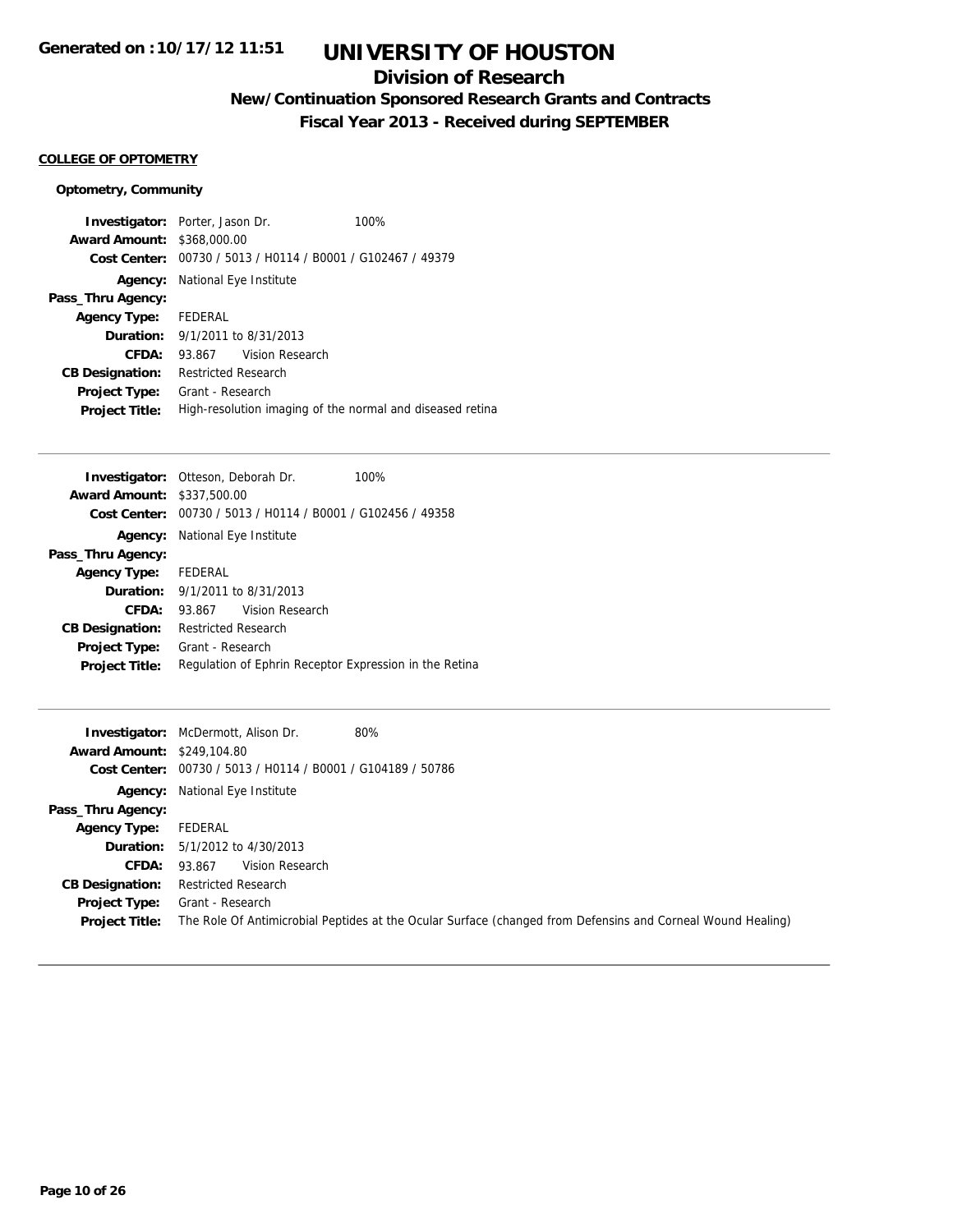Generated on :10/17/12 11:51

# UNIVERSITY OF HOUSTON

## Division of Research

### New/Continuation Sponsored Research Grants and Contracts

### Fiscal Year 2013 - Received during SEPTEMBER

**COLLEGE OF OPTOMETRY**

**Optometry, Community**

**Investigator:** Porter, Jason Dr. 100%
**Award Amount:** $368,000.00
**Cost Center:** 00730 / 5013 / H0114 / B0001 / G102467 / 49379
**Agency:** National Eye Institute
**Pass_Thru Agency:**
**Agency Type:** FEDERAL
**Duration:** 9/1/2011 to 8/31/2013
**CFDA:** 93.867 Vision Research
**CB Designation:** Restricted Research
**Project Type:** Grant - Research
**Project Title:** High-resolution imaging of the normal and diseased retina

---

**Investigator:** Otteson, Deborah Dr. 100%
**Award Amount:** $337,500.00
**Cost Center:** 00730 / 5013 / H0114 / B0001 / G102456 / 49358
**Agency:** National Eye Institute
**Pass_Thru Agency:**
**Agency Type:** FEDERAL
**Duration:** 9/1/2011 to 8/31/2013
**CFDA:** 93.867 Vision Research
**CB Designation:** Restricted Research
**Project Type:** Grant - Research
**Project Title:** Regulation of Ephrin Receptor Expression in the Retina

---

**Investigator:** McDermott, Alison Dr. 80%
**Award Amount:** $249,104.80
**Cost Center:** 00730 / 5013 / H0114 / B0001 / G104189 / 50786
**Agency:** National Eye Institute
**Pass_Thru Agency:**
**Agency Type:** FEDERAL
**Duration:** 5/1/2012 to 4/30/2013
**CFDA:** 93.867 Vision Research
**CB Designation:** Restricted Research
**Project Type:** Grant - Research
**Project Title:** The Role Of Antimicrobial Peptides at the Ocular Surface (changed from Defensins and Corneal Wound Healing)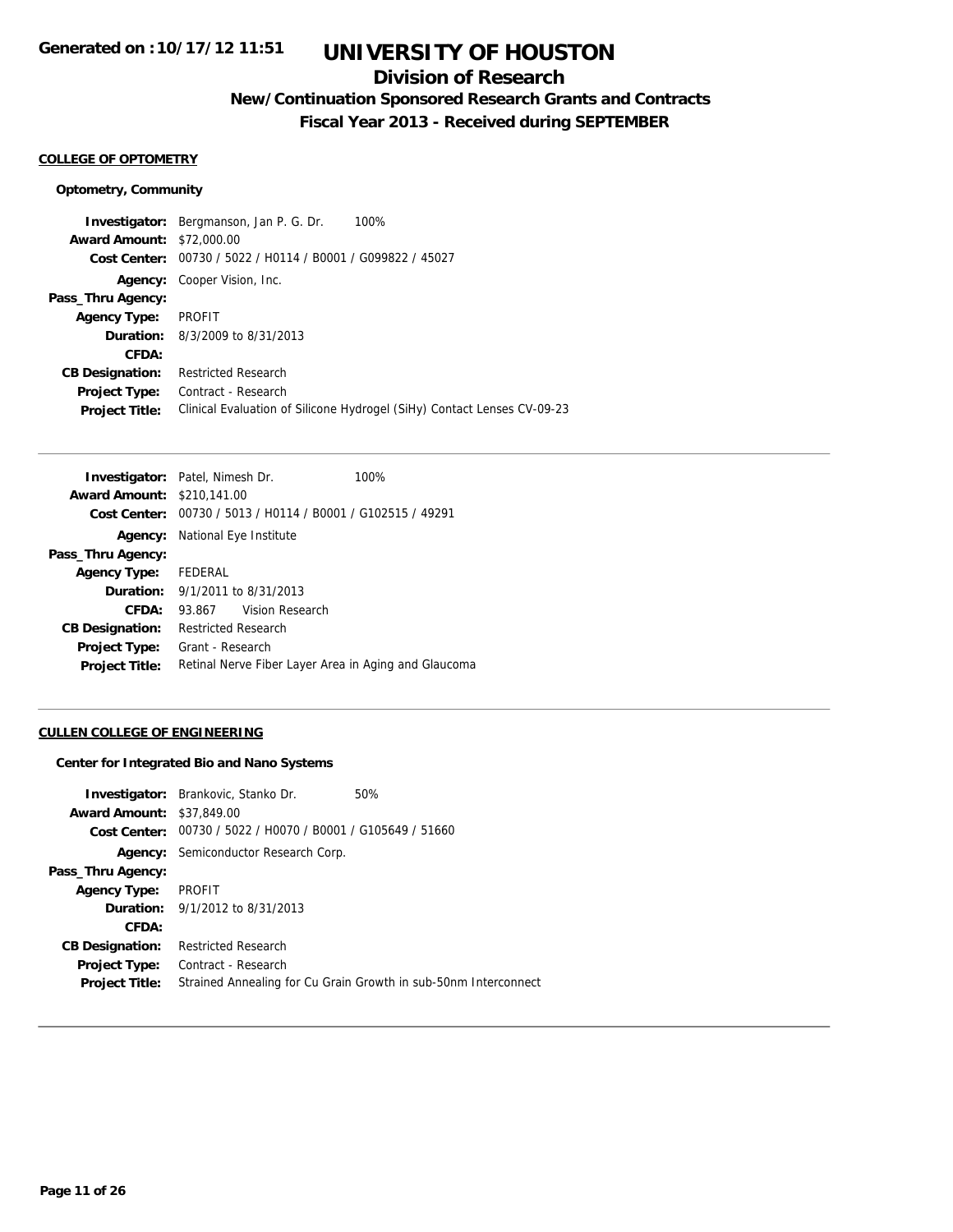# UNIVERSITY OF HOUSTON

## Division of Research

### New/Continuation Sponsored Research Grants and Contracts

### Fiscal Year 2013 - Received during SEPTEMBER

Generated on :10/17/12 11:51

**COLLEGE OF OPTOMETRY**

**Optometry, Community**

**Investigator:** Bergmanson, Jan P. G. Dr. 100%
**Award Amount:** $72,000.00
**Cost Center:** 00730 / 5022 / H0114 / B0001 / G099822 / 45027
**Agency:** Cooper Vision, Inc.
**Pass_Thru Agency:**
**Agency Type:** PROFIT
**Duration:** 8/3/2009 to 8/31/2013
**CFDA:**
**CB Designation:** Restricted Research
**Project Type:** Contract - Research
**Project Title:** Clinical Evaluation of Silicone Hydrogel (SiHy) Contact Lenses CV-09-23

---

**Investigator:** Patel, Nimesh Dr. 100%
**Award Amount:** $210,141.00
**Cost Center:** 00730 / 5013 / H0114 / B0001 / G102515 / 49291
**Agency:** National Eye Institute
**Pass_Thru Agency:**
**Agency Type:** FEDERAL
**Duration:** 9/1/2011 to 8/31/2013
**CFDA:** 93.867 Vision Research
**CB Designation:** Restricted Research
**Project Type:** Grant - Research
**Project Title:** Retinal Nerve Fiber Layer Area in Aging and Glaucoma

---

**CULLEN COLLEGE OF ENGINEERING**

**Center for Integrated Bio and Nano Systems**

**Investigator:** Brankovic, Stanko Dr. 50%
**Award Amount:** $37,849.00
**Cost Center:** 00730 / 5022 / H0070 / B0001 / G105649 / 51660
**Agency:** Semiconductor Research Corp.
**Pass_Thru Agency:**
**Agency Type:** PROFIT
**Duration:** 9/1/2012 to 8/31/2013
**CFDA:**
**CB Designation:** Restricted Research
**Project Type:** Contract - Research
**Project Title:** Strained Annealing for Cu Grain Growth in sub-50nm Interconnect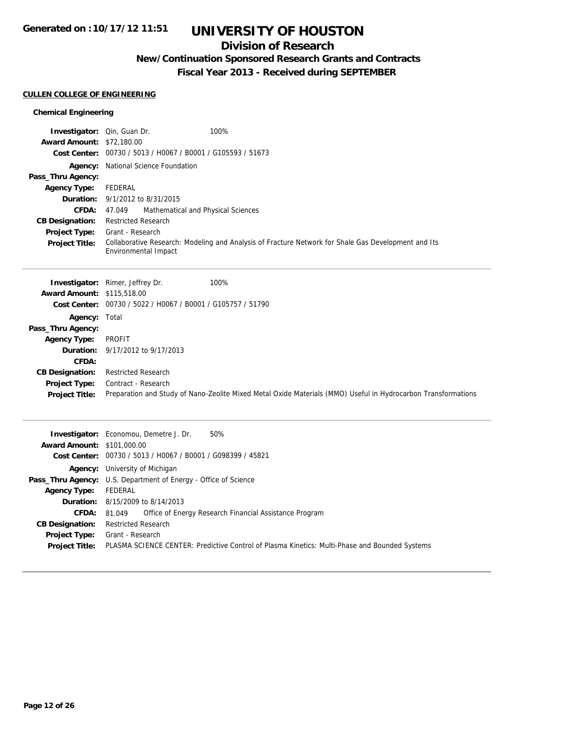# UNIVERSITY OF HOUSTON

## Division of Research

### New/Continuation Sponsored Research Grants and Contracts

### Fiscal Year 2013 - Received during SEPTEMBER

**CULLEN COLLEGE OF ENGINEERING**

**Chemical Engineering**

| | | |
|---|---|---|
| **Investigator:** | Qin, Guan Dr. | 100% |
| **Award Amount:** | $72,180.00 | |
| **Cost Center:** | 00730 / 5013 / H0067 / B0001 / G105593 / 51673 | |
| **Agency:** | National Science Foundation | |
| **Pass_Thru Agency:** | | |
| **Agency Type:** | FEDERAL | |
| **Duration:** | 9/1/2012 to 8/31/2015 | |
| **CFDA:** | 47.049 Mathematical and Physical Sciences | |
| **CB Designation:** | Restricted Research | |
| **Project Type:** | Grant - Research | |
| **Project Title:** | Collaborative Research: Modeling and Analysis of Fracture Network for Shale Gas Development and Its Environmental Impact | |

---

| | | |
|---|---|---|
| **Investigator:** | Rimer, Jeffrey Dr. | 100% |
| **Award Amount:** | $115,518.00 | |
| **Cost Center:** | 00730 / 5022 / H0067 / B0001 / G105757 / 51790 | |
| **Agency:** | Total | |
| **Pass_Thru Agency:** | | |
| **Agency Type:** | PROFIT | |
| **Duration:** | 9/17/2012 to 9/17/2013 | |
| **CFDA:** | | |
| **CB Designation:** | Restricted Research | |
| **Project Type:** | Contract - Research | |
| **Project Title:** | Preparation and Study of Nano-Zeolite Mixed Metal Oxide Materials (MMO) Useful in Hydrocarbon Transformations | |

---

| | | |
|---|---|---|
| **Investigator:** | Economou, Demetre J. Dr. | 50% |
| **Award Amount:** | $101,000.00 | |
| **Cost Center:** | 00730 / 5013 / H0067 / B0001 / G098399 / 45821 | |
| **Agency:** | University of Michigan | |
| **Pass_Thru Agency:** | U.S. Department of Energy - Office of Science | |
| **Agency Type:** | FEDERAL | |
| **Duration:** | 8/15/2009 to 8/14/2013 | |
| **CFDA:** | 81.049 Office of Energy Research Financial Assistance Program | |
| **CB Designation:** | Restricted Research | |
| **Project Type:** | Grant - Research | |
| **Project Title:** | PLASMA SCIENCE CENTER: Predictive Control of Plasma Kinetics: Multi-Phase and Bounded Systems | |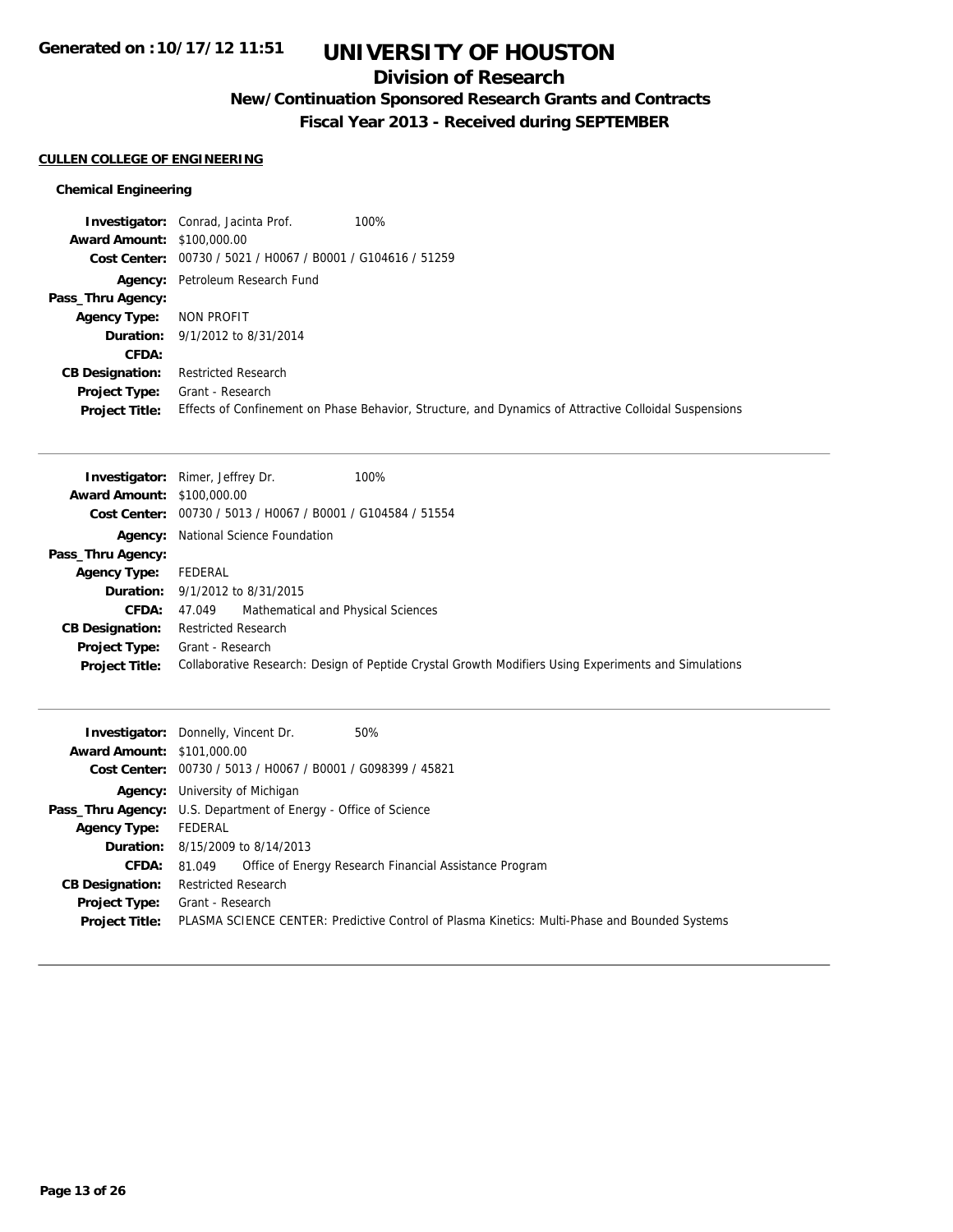# UNIVERSITY OF HOUSTON

## Division of Research

### New/Continuation Sponsored Research Grants and Contracts

### Fiscal Year 2013 - Received during SEPTEMBER

Generated on :10/17/12 11:51

**CULLEN COLLEGE OF ENGINEERING**

**Chemical Engineering**

**Investigator:** Conrad, Jacinta Prof. 100%
**Award Amount:** $100,000.00
**Cost Center:** 00730 / 5021 / H0067 / B0001 / G104616 / 51259
**Agency:** Petroleum Research Fund
**Pass_Thru Agency:**
**Agency Type:** NON PROFIT
**Duration:** 9/1/2012 to 8/31/2014
**CFDA:**
**CB Designation:** Restricted Research
**Project Type:** Grant - Research
**Project Title:** Effects of Confinement on Phase Behavior, Structure, and Dynamics of Attractive Colloidal Suspensions

---

**Investigator:** Rimer, Jeffrey Dr. 100%
**Award Amount:** $100,000.00
**Cost Center:** 00730 / 5013 / H0067 / B0001 / G104584 / 51554
**Agency:** National Science Foundation
**Pass_Thru Agency:**
**Agency Type:** FEDERAL
**Duration:** 9/1/2012 to 8/31/2015
**CFDA:** 47.049 Mathematical and Physical Sciences
**CB Designation:** Restricted Research
**Project Type:** Grant - Research
**Project Title:** Collaborative Research: Design of Peptide Crystal Growth Modifiers Using Experiments and Simulations

---

**Investigator:** Donnelly, Vincent Dr. 50%
**Award Amount:** $101,000.00
**Cost Center:** 00730 / 5013 / H0067 / B0001 / G098399 / 45821
**Agency:** University of Michigan
**Pass_Thru Agency:** U.S. Department of Energy - Office of Science
**Agency Type:** FEDERAL
**Duration:** 8/15/2009 to 8/14/2013
**CFDA:** 81.049 Office of Energy Research Financial Assistance Program
**CB Designation:** Restricted Research
**Project Type:** Grant - Research
**Project Title:** PLASMA SCIENCE CENTER: Predictive Control of Plasma Kinetics: Multi-Phase and Bounded Systems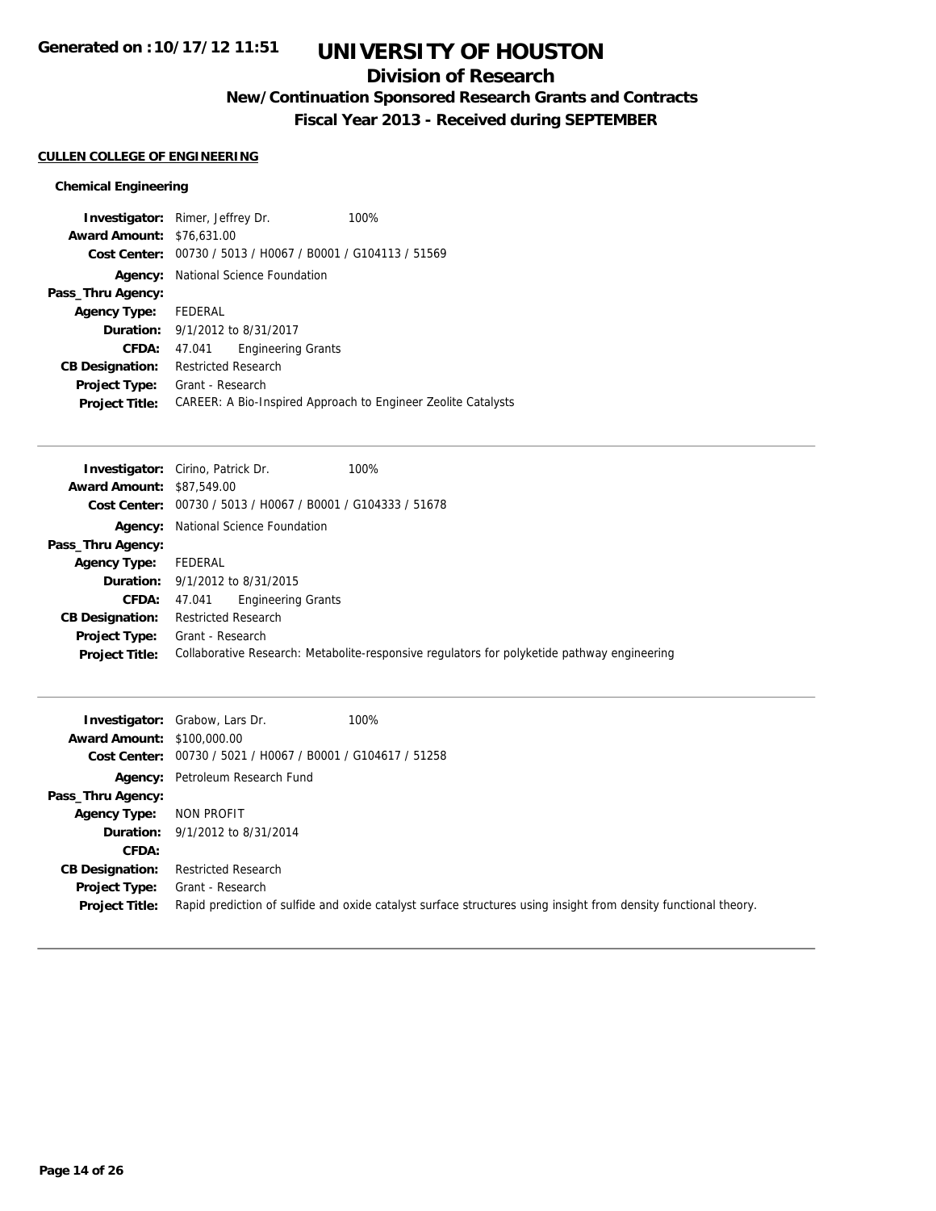## CULLEN COLLEGE OF ENGINEERING

### Chemical Engineering

**Investigator:** Rimer, Jeffrey Dr. 100%
**Award Amount:** $76,631.00
**Cost Center:** 00730 / 5013 / H0067 / B0001 / G104113 / 51569
**Agency:** National Science Foundation
**Pass_Thru Agency:**
**Agency Type:** FEDERAL
**Duration:** 9/1/2012 to 8/31/2017
**CFDA:** 47.041 Engineering Grants
**CB Designation:** Restricted Research
**Project Type:** Grant - Research
**Project Title:** CAREER: A Bio-Inspired Approach to Engineer Zeolite Catalysts

---

**Investigator:** Cirino, Patrick Dr. 100%
**Award Amount:** $87,549.00
**Cost Center:** 00730 / 5013 / H0067 / B0001 / G104333 / 51678
**Agency:** National Science Foundation
**Pass_Thru Agency:**
**Agency Type:** FEDERAL
**Duration:** 9/1/2012 to 8/31/2015
**CFDA:** 47.041 Engineering Grants
**CB Designation:** Restricted Research
**Project Type:** Grant - Research
**Project Title:** Collaborative Research: Metabolite-responsive regulators for polyketide pathway engineering

---

**Investigator:** Grabow, Lars Dr. 100%
**Award Amount:** $100,000.00
**Cost Center:** 00730 / 5021 / H0067 / B0001 / G104617 / 51258
**Agency:** Petroleum Research Fund
**Pass_Thru Agency:**
**Agency Type:** NON PROFIT
**Duration:** 9/1/2012 to 8/31/2014
**CFDA:**
**CB Designation:** Restricted Research
**Project Type:** Grant - Research
**Project Title:** Rapid prediction of sulfide and oxide catalyst surface structures using insight from density functional theory.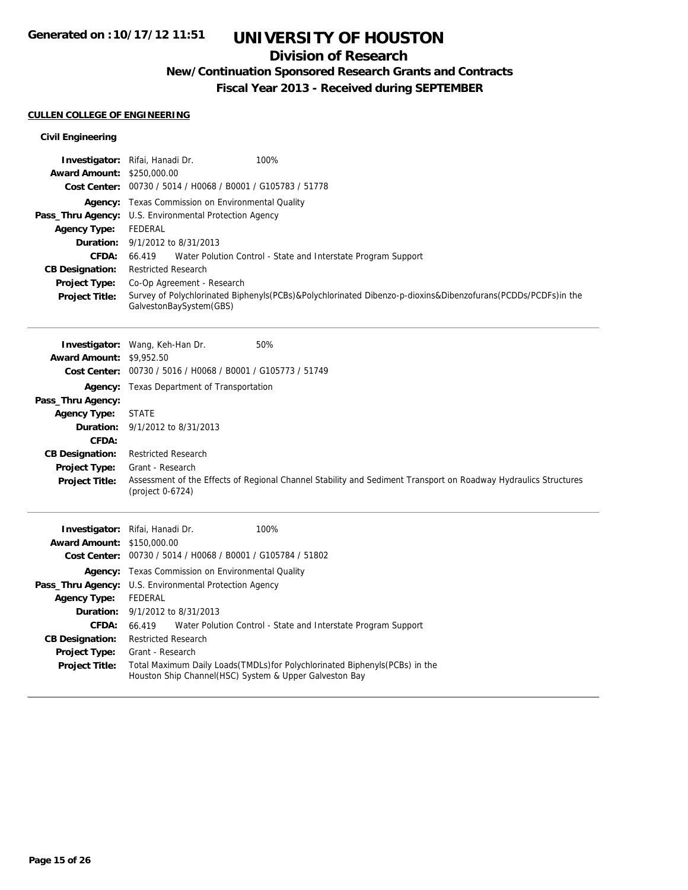# UNIVERSITY OF HOUSTON

## Division of Research

### New/Continuation Sponsored Research Grants and Contracts

### Fiscal Year 2013 - Received during SEPTEMBER

**CULLEN COLLEGE OF ENGINEERING**

**Civil Engineering**

| | | |
|---|---|---|
| **Investigator:** | Rifai, Hanadi Dr. | 100% |
| **Award Amount:** | $250,000.00 | |
| **Cost Center:** | 00730 / 5014 / H0068 / B0001 / G105783 / 51778 | |
| **Agency:** | Texas Commission on Environmental Quality | |
| **Pass_Thru Agency:** | U.S. Environmental Protection Agency | |
| **Agency Type:** | FEDERAL | |
| **Duration:** | 9/1/2012 to 8/31/2013 | |
| **CFDA:** | 66.419 Water Polution Control - State and Interstate Program Support | |
| **CB Designation:** | Restricted Research | |
| **Project Type:** | Co-Op Agreement - Research | |
| **Project Title:** | Survey of Polychlorinated Biphenyls(PCBs)&Polychlorinated Dibenzo-p-dioxins&Dibenzofurans(PCDDs/PCDFs)in the GalvestonBaySystem(GBS) | |

| | | |
|---|---|---|
| **Investigator:** | Wang, Keh-Han Dr. | 50% |
| **Award Amount:** | $9,952.50 | |
| **Cost Center:** | 00730 / 5016 / H0068 / B0001 / G105773 / 51749 | |
| **Agency:** | Texas Department of Transportation | |
| **Pass_Thru Agency:** | | |
| **Agency Type:** | STATE | |
| **Duration:** | 9/1/2012 to 8/31/2013 | |
| **CFDA:** | | |
| **CB Designation:** | Restricted Research | |
| **Project Type:** | Grant - Research | |
| **Project Title:** | Assessment of the Effects of Regional Channel Stability and Sediment Transport on Roadway Hydraulics Structures (project 0-6724) | |

| | | |
|---|---|---|
| **Investigator:** | Rifai, Hanadi Dr. | 100% |
| **Award Amount:** | $150,000.00 | |
| **Cost Center:** | 00730 / 5014 / H0068 / B0001 / G105784 / 51802 | |
| **Agency:** | Texas Commission on Environmental Quality | |
| **Pass_Thru Agency:** | U.S. Environmental Protection Agency | |
| **Agency Type:** | FEDERAL | |
| **Duration:** | 9/1/2012 to 8/31/2013 | |
| **CFDA:** | 66.419 Water Polution Control - State and Interstate Program Support | |
| **CB Designation:** | Restricted Research | |
| **Project Type:** | Grant - Research | |
| **Project Title:** | Total Maximum Daily Loads(TMDLs)for Polychlorinated Biphenyls(PCBs) in the Houston Ship Channel(HSC) System & Upper Galveston Bay | |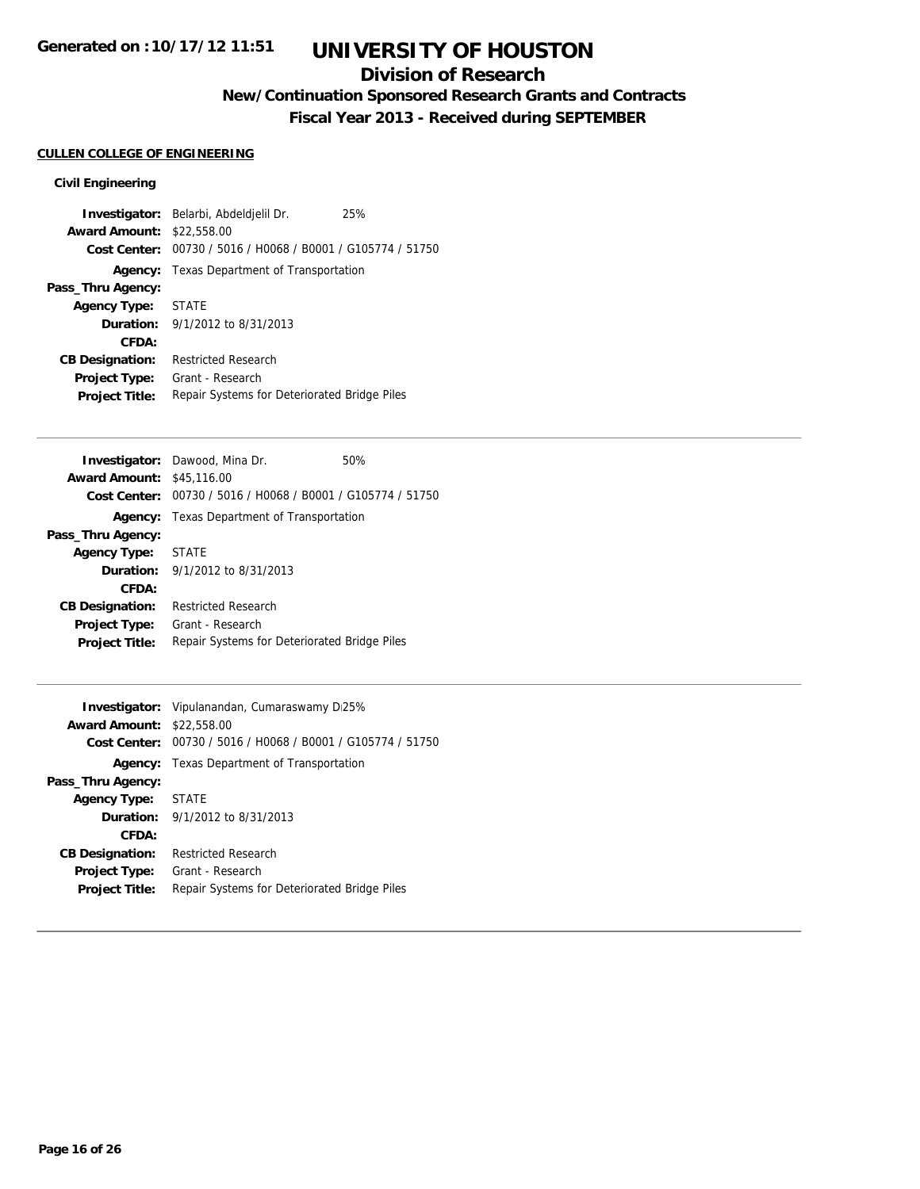# UNIVERSITY OF HOUSTON

## Division of Research

### New/Continuation Sponsored Research Grants and Contracts

### Fiscal Year 2013 - Received during SEPTEMBER

Generated on :10/17/12 11:51

**CULLEN COLLEGE OF ENGINEERING**

**Civil Engineering**

**Investigator:** Belarbi, Abdeldjelil Dr. 25%
**Award Amount:** $22,558.00
**Cost Center:** 00730 / 5016 / H0068 / B0001 / G105774 / 51750
**Agency:** Texas Department of Transportation
**Pass_Thru Agency:**
**Agency Type:** STATE
**Duration:** 9/1/2012 to 8/31/2013
**CFDA:**
**CB Designation:** Restricted Research
**Project Type:** Grant - Research
**Project Title:** Repair Systems for Deteriorated Bridge Piles

---

**Investigator:** Dawood, Mina Dr. 50%
**Award Amount:** $45,116.00
**Cost Center:** 00730 / 5016 / H0068 / B0001 / G105774 / 51750
**Agency:** Texas Department of Transportation
**Pass_Thru Agency:**
**Agency Type:** STATE
**Duration:** 9/1/2012 to 8/31/2013
**CFDA:**
**CB Designation:** Restricted Research
**Project Type:** Grant - Research
**Project Title:** Repair Systems for Deteriorated Bridge Piles

---

**Investigator:** Vipulanandan, Cumaraswamy Di25%
**Award Amount:** $22,558.00
**Cost Center:** 00730 / 5016 / H0068 / B0001 / G105774 / 51750
**Agency:** Texas Department of Transportation
**Pass_Thru Agency:**
**Agency Type:** STATE
**Duration:** 9/1/2012 to 8/31/2013
**CFDA:**
**CB Designation:** Restricted Research
**Project Type:** Grant - Research
**Project Title:** Repair Systems for Deteriorated Bridge Piles

---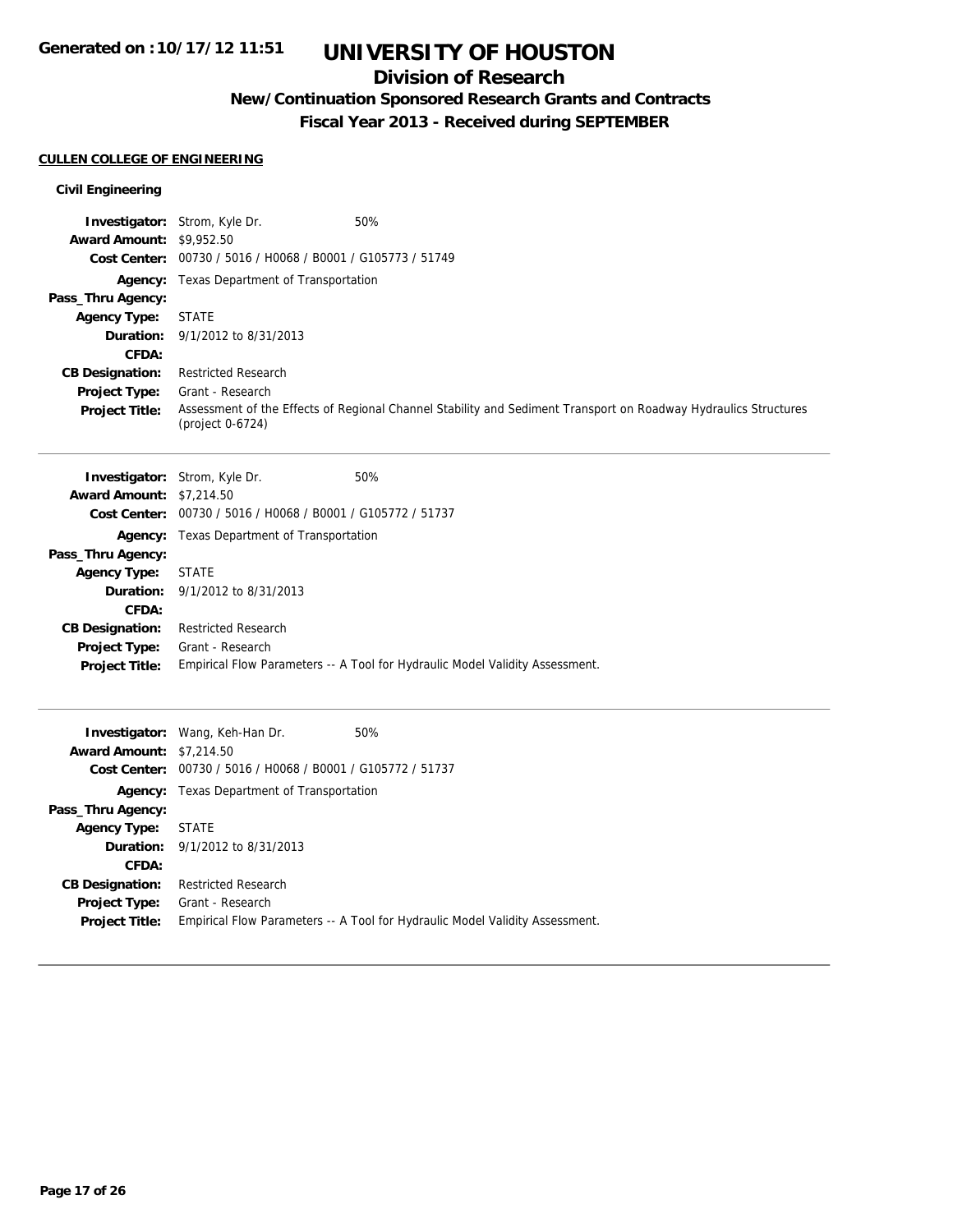# UNIVERSITY OF HOUSTON

## Division of Research

### New/Continuation Sponsored Research Grants and Contracts

### Fiscal Year 2013 - Received during SEPTEMBER

Generated on :10/17/12 11:51

**CULLEN COLLEGE OF ENGINEERING**

**Civil Engineering**

**Investigator:** Strom, Kyle Dr. 50%
**Award Amount:** $9,952.50
**Cost Center:** 00730 / 5016 / H0068 / B0001 / G105773 / 51749
**Agency:** Texas Department of Transportation
**Pass_Thru Agency:**
**Agency Type:** STATE
**Duration:** 9/1/2012 to 8/31/2013
**CFDA:**
**CB Designation:** Restricted Research
**Project Type:** Grant - Research
**Project Title:** Assessment of the Effects of Regional Channel Stability and Sediment Transport on Roadway Hydraulics Structures (project 0-6724)

---

**Investigator:** Strom, Kyle Dr. 50%
**Award Amount:** $7,214.50
**Cost Center:** 00730 / 5016 / H0068 / B0001 / G105772 / 51737
**Agency:** Texas Department of Transportation
**Pass_Thru Agency:**
**Agency Type:** STATE
**Duration:** 9/1/2012 to 8/31/2013
**CFDA:**
**CB Designation:** Restricted Research
**Project Type:** Grant - Research
**Project Title:** Empirical Flow Parameters -- A Tool for Hydraulic Model Validity Assessment.

---

**Investigator:** Wang, Keh-Han Dr. 50%
**Award Amount:** $7,214.50
**Cost Center:** 00730 / 5016 / H0068 / B0001 / G105772 / 51737
**Agency:** Texas Department of Transportation
**Pass_Thru Agency:**
**Agency Type:** STATE
**Duration:** 9/1/2012 to 8/31/2013
**CFDA:**
**CB Designation:** Restricted Research
**Project Type:** Grant - Research
**Project Title:** Empirical Flow Parameters -- A Tool for Hydraulic Model Validity Assessment.

---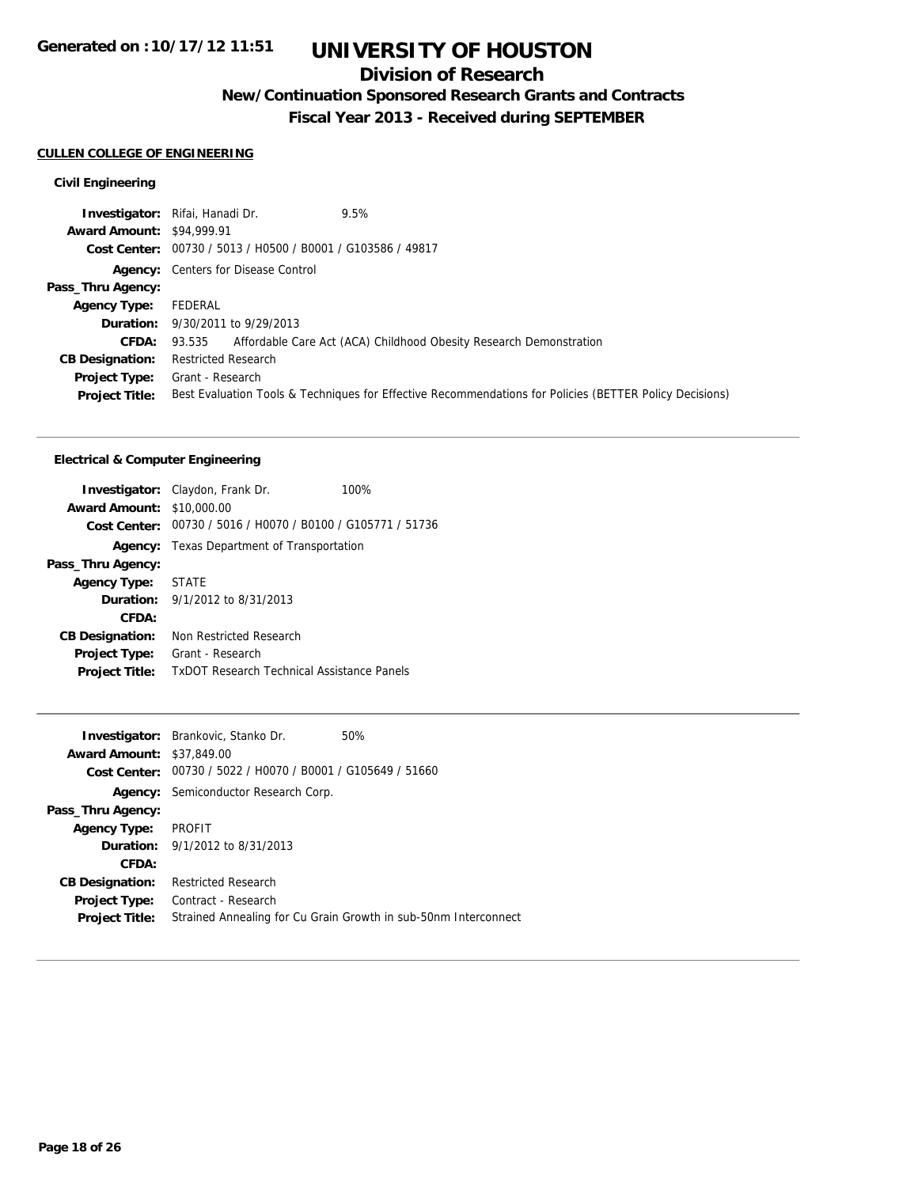# UNIVERSITY OF HOUSTON

## Division of Research

### New/Continuation Sponsored Research Grants and Contracts

### Fiscal Year 2013 - Received during SEPTEMBER

Generated on :10/17/12 11:51

**CULLEN COLLEGE OF ENGINEERING**

**Civil Engineering**

**Investigator:** Rifai, Hanadi Dr. 9.5%
**Award Amount:** $94,999.91
**Cost Center:** 00730 / 5013 / H0500 / B0001 / G103586 / 49817
**Agency:** Centers for Disease Control
**Pass_Thru Agency:**
**Agency Type:** FEDERAL
**Duration:** 9/30/2011 to 9/29/2013
**CFDA:** 93.535 Affordable Care Act (ACA) Childhood Obesity Research Demonstration
**CB Designation:** Restricted Research
**Project Type:** Grant - Research
**Project Title:** Best Evaluation Tools & Techniques for Effective Recommendations for Policies (BETTER Policy Decisions)

---

**Electrical & Computer Engineering**

**Investigator:** Claydon, Frank Dr. 100%
**Award Amount:** $10,000.00
**Cost Center:** 00730 / 5016 / H0070 / B0100 / G105771 / 51736
**Agency:** Texas Department of Transportation
**Pass_Thru Agency:**
**Agency Type:** STATE
**Duration:** 9/1/2012 to 8/31/2013
**CFDA:**
**CB Designation:** Non Restricted Research
**Project Type:** Grant - Research
**Project Title:** TxDOT Research Technical Assistance Panels

---

**Investigator:** Brankovic, Stanko Dr. 50%
**Award Amount:** $37,849.00
**Cost Center:** 00730 / 5022 / H0070 / B0001 / G105649 / 51660
**Agency:** Semiconductor Research Corp.
**Pass_Thru Agency:**
**Agency Type:** PROFIT
**Duration:** 9/1/2012 to 8/31/2013
**CFDA:**
**CB Designation:** Restricted Research
**Project Type:** Contract - Research
**Project Title:** Strained Annealing for Cu Grain Growth in sub-50nm Interconnect

---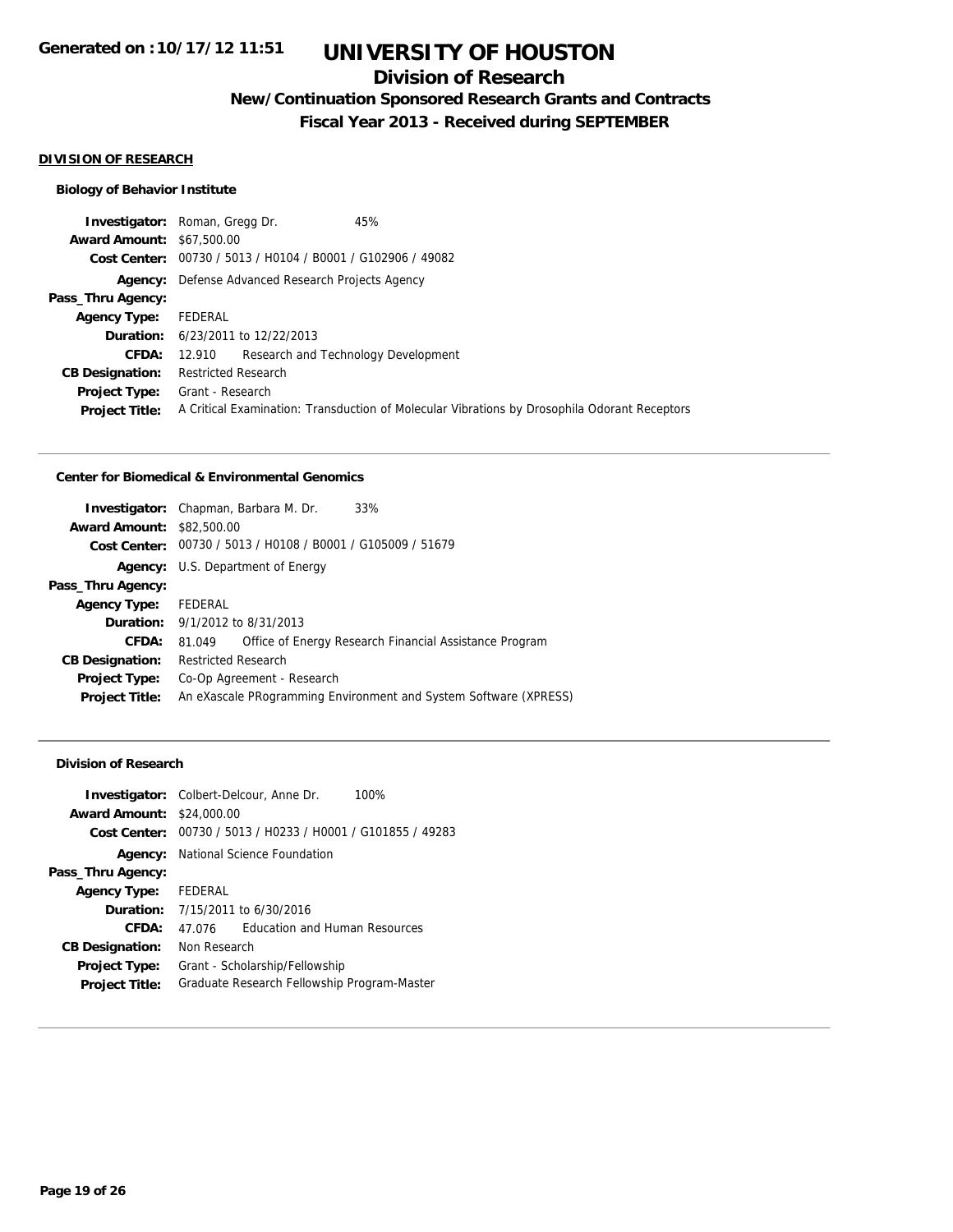# UNIVERSITY OF HOUSTON

## Division of Research

### New/Continuation Sponsored Research Grants and Contracts

### Fiscal Year 2013 - Received during SEPTEMBER

Generated on :10/17/12 11:51

**DIVISION OF RESEARCH**

#### Biology of Behavior Institute

| | |
|---|---|
| **Investigator:** | Roman, Gregg Dr. 45% |
| **Award Amount:** | $67,500.00 |
| **Cost Center:** | 00730 / 5013 / H0104 / B0001 / G102906 / 49082 |
| **Agency:** | Defense Advanced Research Projects Agency |
| **Pass_Thru Agency:** | |
| **Agency Type:** | FEDERAL |
| **Duration:** | 6/23/2011 to 12/22/2013 |
| **CFDA:** | 12.910 Research and Technology Development |
| **CB Designation:** | Restricted Research |
| **Project Type:** | Grant - Research |
| **Project Title:** | A Critical Examination: Transduction of Molecular Vibrations by Drosophila Odorant Receptors |

#### Center for Biomedical & Environmental Genomics

| | |
|---|---|
| **Investigator:** | Chapman, Barbara M. Dr. 33% |
| **Award Amount:** | $82,500.00 |
| **Cost Center:** | 00730 / 5013 / H0108 / B0001 / G105009 / 51679 |
| **Agency:** | U.S. Department of Energy |
| **Pass_Thru Agency:** | |
| **Agency Type:** | FEDERAL |
| **Duration:** | 9/1/2012 to 8/31/2013 |
| **CFDA:** | 81.049 Office of Energy Research Financial Assistance Program |
| **CB Designation:** | Restricted Research |
| **Project Type:** | Co-Op Agreement - Research |
| **Project Title:** | An eXascale PRogramming Environment and System Software (XPRESS) |

#### Division of Research

| | |
|---|---|
| **Investigator:** | Colbert-Delcour, Anne Dr. 100% |
| **Award Amount:** | $24,000.00 |
| **Cost Center:** | 00730 / 5013 / H0233 / H0001 / G101855 / 49283 |
| **Agency:** | National Science Foundation |
| **Pass_Thru Agency:** | |
| **Agency Type:** | FEDERAL |
| **Duration:** | 7/15/2011 to 6/30/2016 |
| **CFDA:** | 47.076 Education and Human Resources |
| **CB Designation:** | Non Research |
| **Project Type:** | Grant - Scholarship/Fellowship |
| **Project Title:** | Graduate Research Fellowship Program-Master |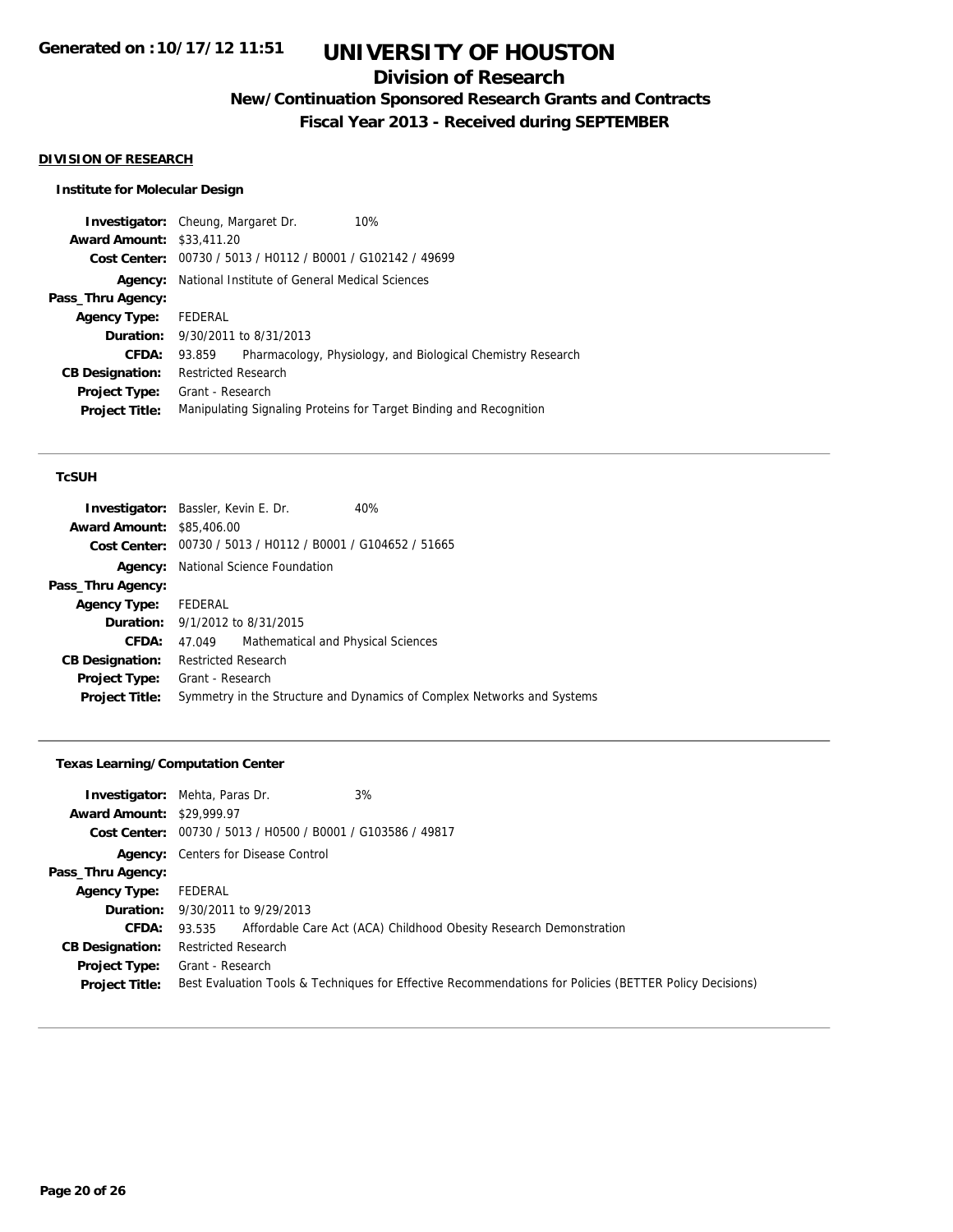# UNIVERSITY OF HOUSTON

## Division of Research

### New/Continuation Sponsored Research Grants and Contracts

### Fiscal Year 2013 - Received during SEPTEMBER

Generated on :10/17/12 11:51

**DIVISION OF RESEARCH**

**Institute for Molecular Design**

| | |
|---|---|
| **Investigator:** | Cheung, Margaret Dr. 10% |
| **Award Amount:** | $33,411.20 |
| **Cost Center:** | 00730 / 5013 / H0112 / B0001 / G102142 / 49699 |
| **Agency:** | National Institute of General Medical Sciences |
| **Pass_Thru Agency:** | |
| **Agency Type:** | FEDERAL |
| **Duration:** | 9/30/2011 to 8/31/2013 |
| **CFDA:** | 93.859 Pharmacology, Physiology, and Biological Chemistry Research |
| **CB Designation:** | Restricted Research |
| **Project Type:** | Grant - Research |
| **Project Title:** | Manipulating Signaling Proteins for Target Binding and Recognition |

**TcSUH**

| | |
|---|---|
| **Investigator:** | Bassler, Kevin E. Dr. 40% |
| **Award Amount:** | $85,406.00 |
| **Cost Center:** | 00730 / 5013 / H0112 / B0001 / G104652 / 51665 |
| **Agency:** | National Science Foundation |
| **Pass_Thru Agency:** | |
| **Agency Type:** | FEDERAL |
| **Duration:** | 9/1/2012 to 8/31/2015 |
| **CFDA:** | 47.049 Mathematical and Physical Sciences |
| **CB Designation:** | Restricted Research |
| **Project Type:** | Grant - Research |
| **Project Title:** | Symmetry in the Structure and Dynamics of Complex Networks and Systems |

**Texas Learning/Computation Center**

| | |
|---|---|
| **Investigator:** | Mehta, Paras Dr. 3% |
| **Award Amount:** | $29,999.97 |
| **Cost Center:** | 00730 / 5013 / H0500 / B0001 / G103586 / 49817 |
| **Agency:** | Centers for Disease Control |
| **Pass_Thru Agency:** | |
| **Agency Type:** | FEDERAL |
| **Duration:** | 9/30/2011 to 9/29/2013 |
| **CFDA:** | 93.535 Affordable Care Act (ACA) Childhood Obesity Research Demonstration |
| **CB Designation:** | Restricted Research |
| **Project Type:** | Grant - Research |
| **Project Title:** | Best Evaluation Tools & Techniques for Effective Recommendations for Policies (BETTER Policy Decisions) |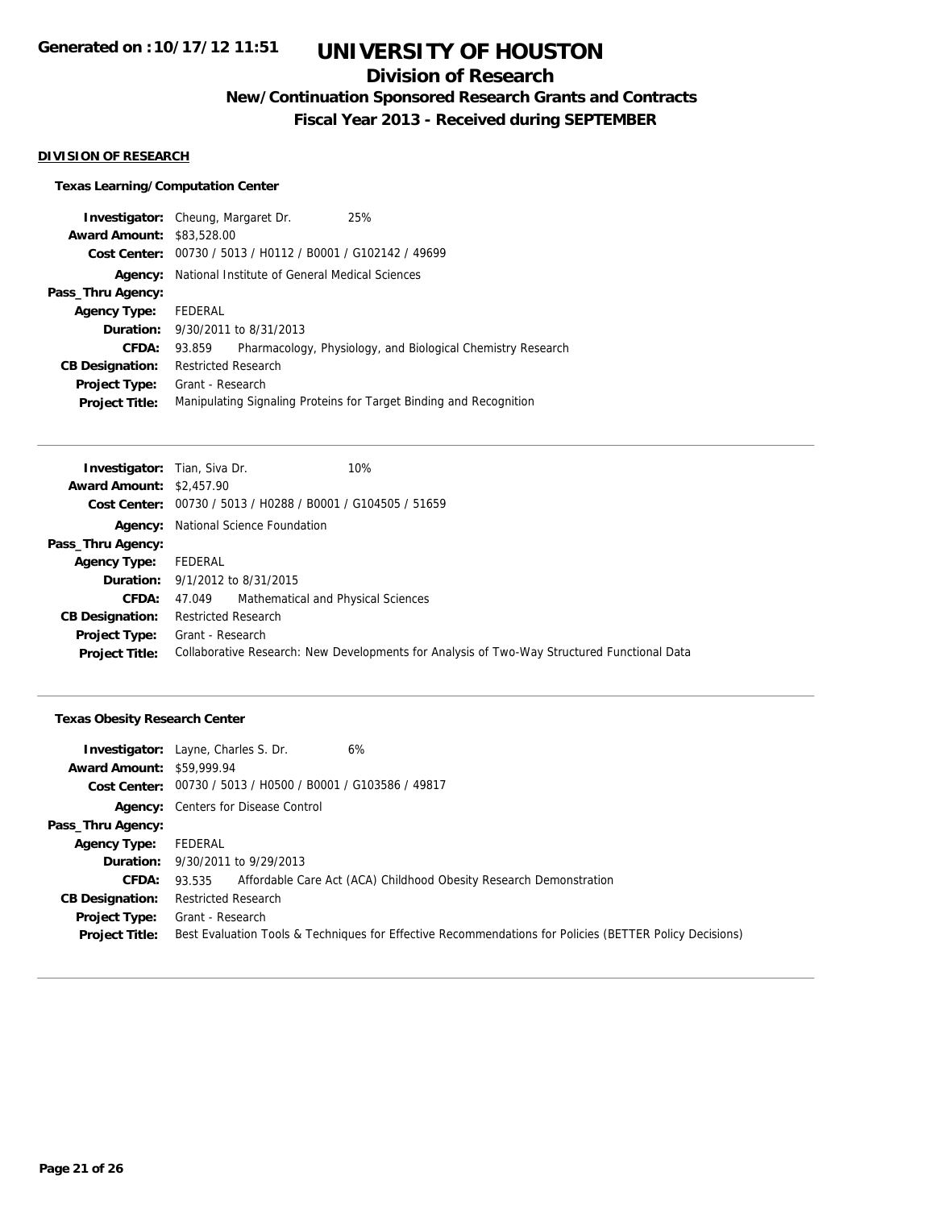## DIVISION OF RESEARCH

### Texas Learning/Computation Center

**Investigator:** Cheung, Margaret Dr. 25%
**Award Amount:** $83,528.00
**Cost Center:** 00730 / 5013 / H0112 / B0001 / G102142 / 49699
**Agency:** National Institute of General Medical Sciences
**Pass_Thru Agency:**
**Agency Type:** FEDERAL
**Duration:** 9/30/2011 to 8/31/2013
**CFDA:** 93.859 Pharmacology, Physiology, and Biological Chemistry Research
**CB Designation:** Restricted Research
**Project Type:** Grant - Research
**Project Title:** Manipulating Signaling Proteins for Target Binding and Recognition

---

**Investigator:** Tian, Siva Dr. 10%
**Award Amount:** $2,457.90
**Cost Center:** 00730 / 5013 / H0288 / B0001 / G104505 / 51659
**Agency:** National Science Foundation
**Pass_Thru Agency:**
**Agency Type:** FEDERAL
**Duration:** 9/1/2012 to 8/31/2015
**CFDA:** 47.049 Mathematical and Physical Sciences
**CB Designation:** Restricted Research
**Project Type:** Grant - Research
**Project Title:** Collaborative Research: New Developments for Analysis of Two-Way Structured Functional Data

---

### Texas Obesity Research Center

**Investigator:** Layne, Charles S. Dr. 6%
**Award Amount:** $59,999.94
**Cost Center:** 00730 / 5013 / H0500 / B0001 / G103586 / 49817
**Agency:** Centers for Disease Control
**Pass_Thru Agency:**
**Agency Type:** FEDERAL
**Duration:** 9/30/2011 to 9/29/2013
**CFDA:** 93.535 Affordable Care Act (ACA) Childhood Obesity Research Demonstration
**CB Designation:** Restricted Research
**Project Type:** Grant - Research
**Project Title:** Best Evaluation Tools & Techniques for Effective Recommendations for Policies (BETTER Policy Decisions)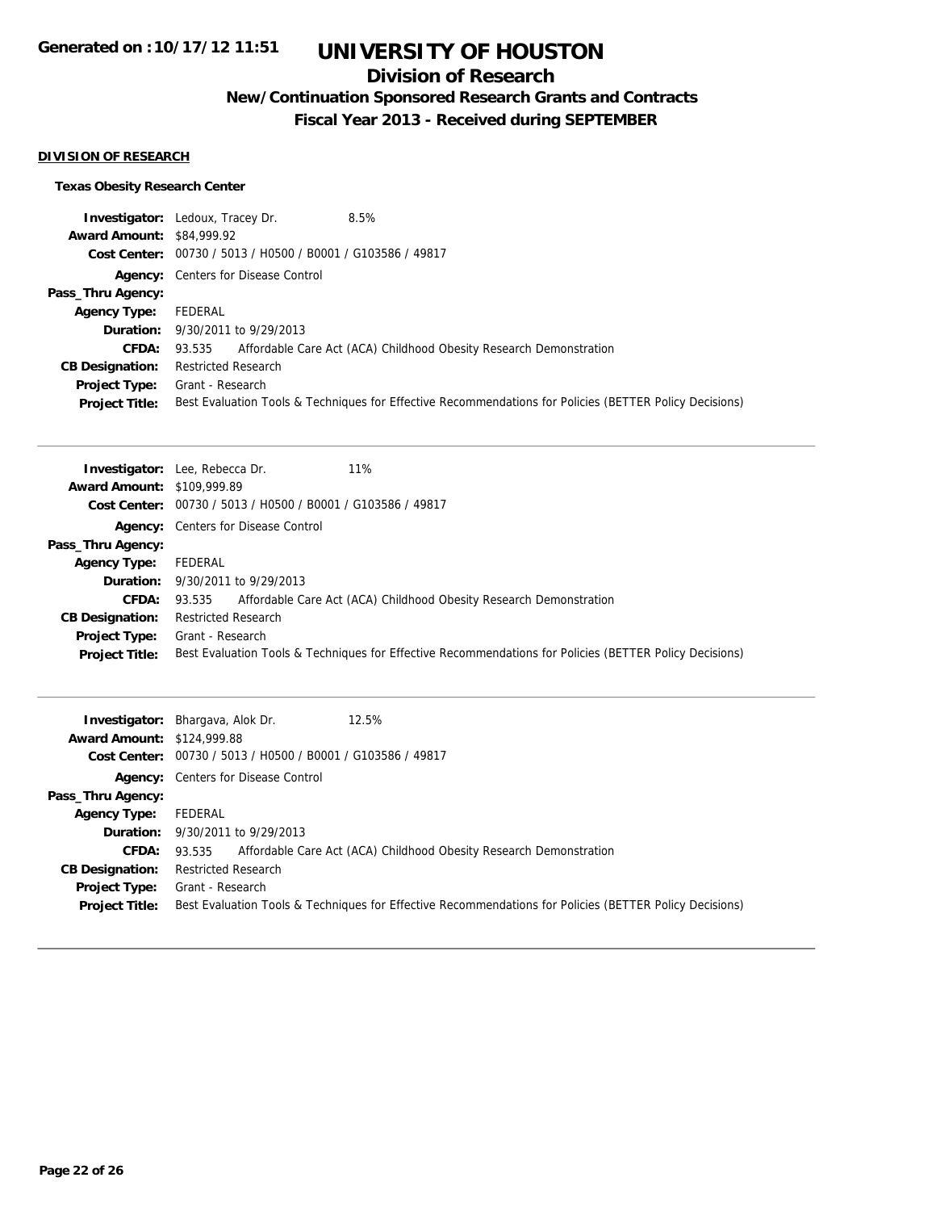## DIVISION OF RESEARCH

### Texas Obesity Research Center

**Investigator:** Ledoux, Tracey Dr. 8.5%
**Award Amount:** $84,999.92
**Cost Center:** 00730 / 5013 / H0500 / B0001 / G103586 / 49817
**Agency:** Centers for Disease Control
**Pass_Thru Agency:**
**Agency Type:** FEDERAL
**Duration:** 9/30/2011 to 9/29/2013
**CFDA:** 93.535 Affordable Care Act (ACA) Childhood Obesity Research Demonstration
**CB Designation:** Restricted Research
**Project Type:** Grant - Research
**Project Title:** Best Evaluation Tools & Techniques for Effective Recommendations for Policies (BETTER Policy Decisions)

---

**Investigator:** Lee, Rebecca Dr. 11%
**Award Amount:** $109,999.89
**Cost Center:** 00730 / 5013 / H0500 / B0001 / G103586 / 49817
**Agency:** Centers for Disease Control
**Pass_Thru Agency:**
**Agency Type:** FEDERAL
**Duration:** 9/30/2011 to 9/29/2013
**CFDA:** 93.535 Affordable Care Act (ACA) Childhood Obesity Research Demonstration
**CB Designation:** Restricted Research
**Project Type:** Grant - Research
**Project Title:** Best Evaluation Tools & Techniques for Effective Recommendations for Policies (BETTER Policy Decisions)

---

**Investigator:** Bhargava, Alok Dr. 12.5%
**Award Amount:** $124,999.88
**Cost Center:** 00730 / 5013 / H0500 / B0001 / G103586 / 49817
**Agency:** Centers for Disease Control
**Pass_Thru Agency:**
**Agency Type:** FEDERAL
**Duration:** 9/30/2011 to 9/29/2013
**CFDA:** 93.535 Affordable Care Act (ACA) Childhood Obesity Research Demonstration
**CB Designation:** Restricted Research
**Project Type:** Grant - Research
**Project Title:** Best Evaluation Tools & Techniques for Effective Recommendations for Policies (BETTER Policy Decisions)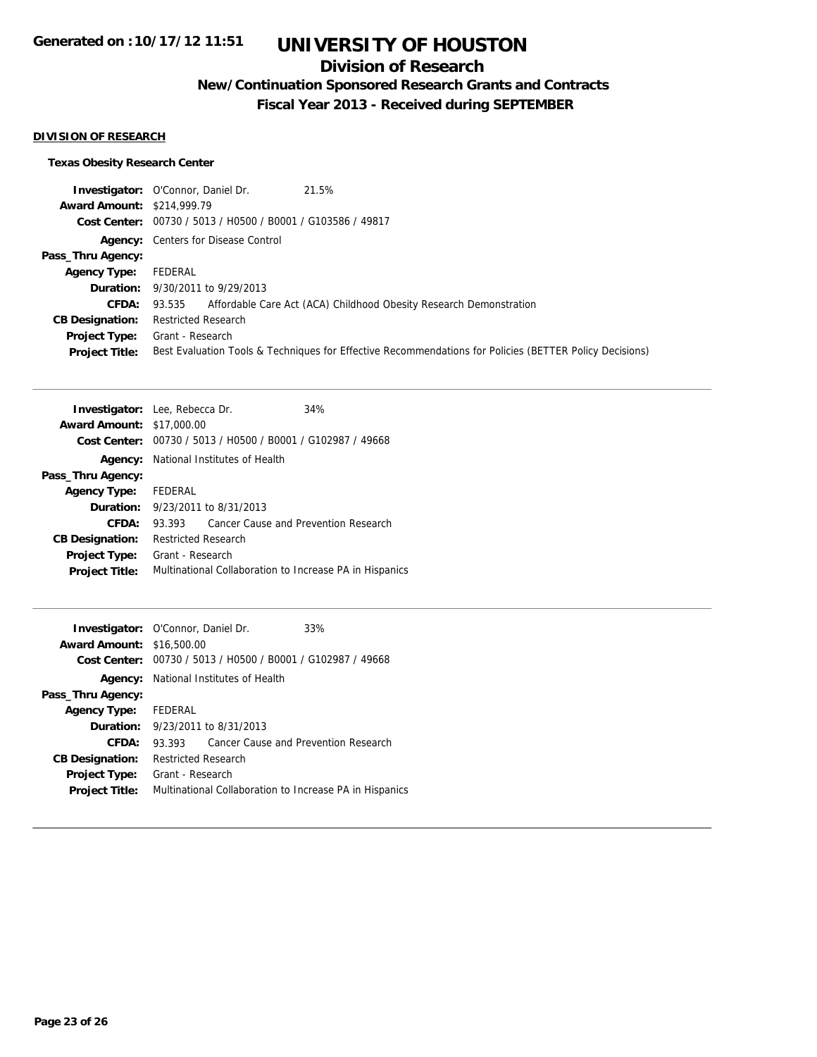# UNIVERSITY OF HOUSTON

## Division of Research

### New/Continuation Sponsored Research Grants and Contracts

### Fiscal Year 2013 - Received during SEPTEMBER

**DIVISION OF RESEARCH**

**Texas Obesity Research Center**

**Investigator:** O'Connor, Daniel Dr. 21.5%
**Award Amount:** $214,999.79
**Cost Center:** 00730 / 5013 / H0500 / B0001 / G103586 / 49817
**Agency:** Centers for Disease Control
**Pass_Thru Agency:**
**Agency Type:** FEDERAL
**Duration:** 9/30/2011 to 9/29/2013
**CFDA:** 93.535 Affordable Care Act (ACA) Childhood Obesity Research Demonstration
**CB Designation:** Restricted Research
**Project Type:** Grant - Research
**Project Title:** Best Evaluation Tools & Techniques for Effective Recommendations for Policies (BETTER Policy Decisions)

---

**Investigator:** Lee, Rebecca Dr. 34%
**Award Amount:** $17,000.00
**Cost Center:** 00730 / 5013 / H0500 / B0001 / G102987 / 49668
**Agency:** National Institutes of Health
**Pass_Thru Agency:**
**Agency Type:** FEDERAL
**Duration:** 9/23/2011 to 8/31/2013
**CFDA:** 93.393 Cancer Cause and Prevention Research
**CB Designation:** Restricted Research
**Project Type:** Grant - Research
**Project Title:** Multinational Collaboration to Increase PA in Hispanics

---

**Investigator:** O'Connor, Daniel Dr. 33%
**Award Amount:** $16,500.00
**Cost Center:** 00730 / 5013 / H0500 / B0001 / G102987 / 49668
**Agency:** National Institutes of Health
**Pass_Thru Agency:**
**Agency Type:** FEDERAL
**Duration:** 9/23/2011 to 8/31/2013
**CFDA:** 93.393 Cancer Cause and Prevention Research
**CB Designation:** Restricted Research
**Project Type:** Grant - Research
**Project Title:** Multinational Collaboration to Increase PA in Hispanics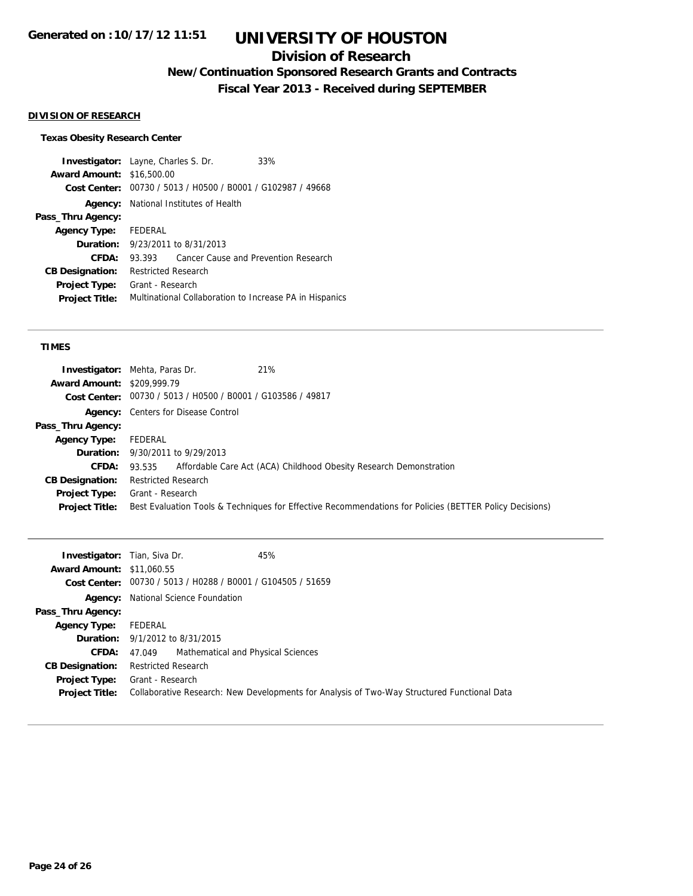# UNIVERSITY OF HOUSTON

## Division of Research

### New/Continuation Sponsored Research Grants and Contracts

### Fiscal Year 2013 - Received during SEPTEMBER

**DIVISION OF RESEARCH**

**Texas Obesity Research Center**

| | |
|---|---|
| **Investigator:** | Layne, Charles S. Dr. 33% |
| **Award Amount:** | $16,500.00 |
| **Cost Center:** | 00730 / 5013 / H0500 / B0001 / G102987 / 49668 |
| **Agency:** | National Institutes of Health |
| **Pass_Thru Agency:** | |
| **Agency Type:** | FEDERAL |
| **Duration:** | 9/23/2011 to 8/31/2013 |
| **CFDA:** | 93.393 Cancer Cause and Prevention Research |
| **CB Designation:** | Restricted Research |
| **Project Type:** | Grant - Research |
| **Project Title:** | Multinational Collaboration to Increase PA in Hispanics |

**TIMES**

| | |
|---|---|
| **Investigator:** | Mehta, Paras Dr. 21% |
| **Award Amount:** | $209,999.79 |
| **Cost Center:** | 00730 / 5013 / H0500 / B0001 / G103586 / 49817 |
| **Agency:** | Centers for Disease Control |
| **Pass_Thru Agency:** | |
| **Agency Type:** | FEDERAL |
| **Duration:** | 9/30/2011 to 9/29/2013 |
| **CFDA:** | 93.535 Affordable Care Act (ACA) Childhood Obesity Research Demonstration |
| **CB Designation:** | Restricted Research |
| **Project Type:** | Grant - Research |
| **Project Title:** | Best Evaluation Tools & Techniques for Effective Recommendations for Policies (BETTER Policy Decisions) |

| | |
|---|---|
| **Investigator:** | Tian, Siva Dr. 45% |
| **Award Amount:** | $11,060.55 |
| **Cost Center:** | 00730 / 5013 / H0288 / B0001 / G104505 / 51659 |
| **Agency:** | National Science Foundation |
| **Pass_Thru Agency:** | |
| **Agency Type:** | FEDERAL |
| **Duration:** | 9/1/2012 to 8/31/2015 |
| **CFDA:** | 47.049 Mathematical and Physical Sciences |
| **CB Designation:** | Restricted Research |
| **Project Type:** | Grant - Research |
| **Project Title:** | Collaborative Research: New Developments for Analysis of Two-Way Structured Functional Data |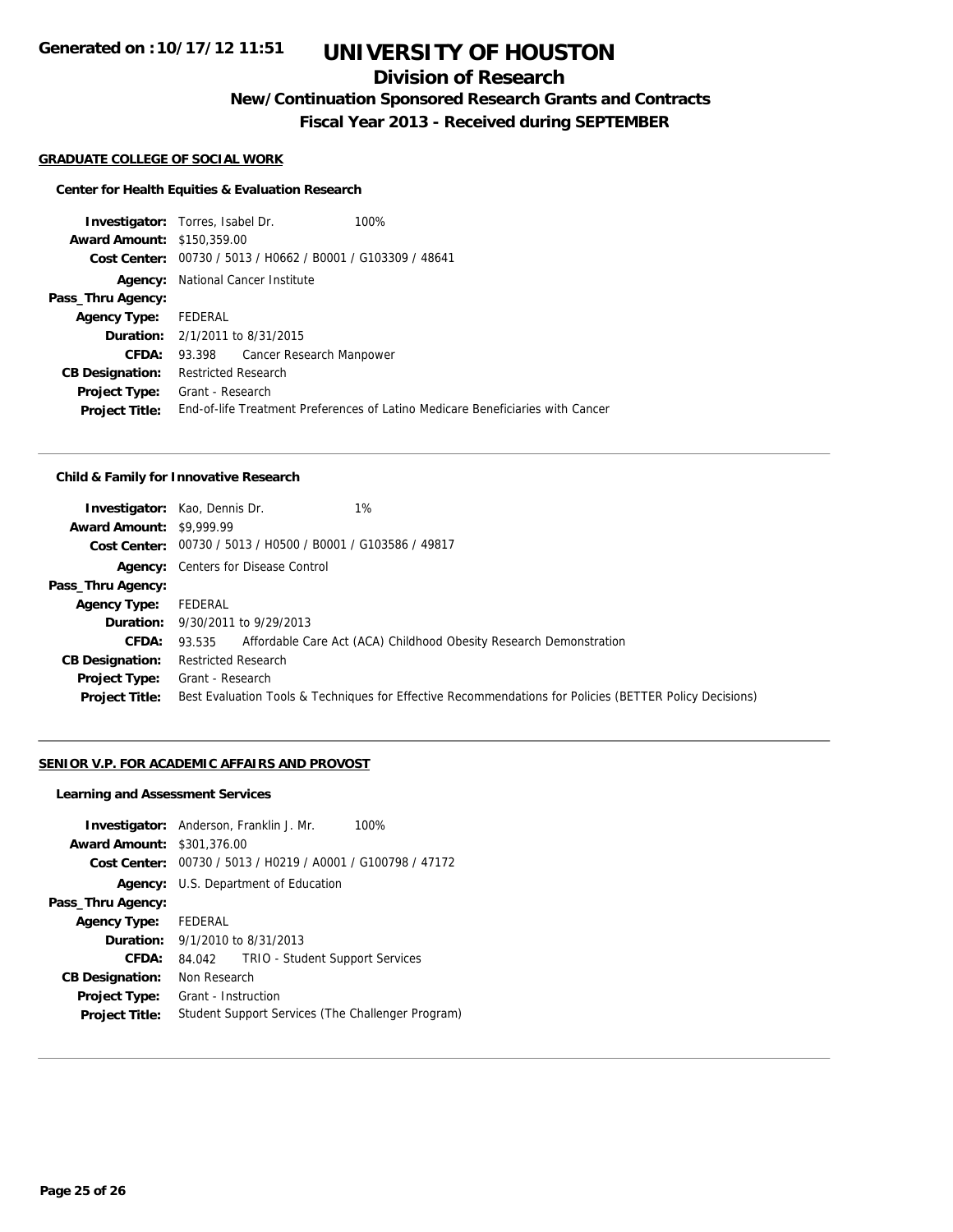# UNIVERSITY OF HOUSTON

## Division of Research

### New/Continuation Sponsored Research Grants and Contracts

### Fiscal Year 2013 - Received during SEPTEMBER

Generated on :10/17/12 11:51

#### GRADUATE COLLEGE OF SOCIAL WORK

**Center for Health Equities & Evaluation Research**

| | | |
|---|---|---|
| **Investigator:** | Torres, Isabel Dr. | 100% |
| **Award Amount:** | $150,359.00 | |
| **Cost Center:** | 00730 / 5013 / H0662 / B0001 / G103309 / 48641 | |
| **Agency:** | National Cancer Institute | |
| **Pass_Thru Agency:** | | |
| **Agency Type:** | FEDERAL | |
| **Duration:** | 2/1/2011 to 8/31/2015 | |
| **CFDA:** | 93.398 Cancer Research Manpower | |
| **CB Designation:** | Restricted Research | |
| **Project Type:** | Grant - Research | |
| **Project Title:** | End-of-life Treatment Preferences of Latino Medicare Beneficiaries with Cancer | |

**Child & Family for Innovative Research**

| | | |
|---|---|---|
| **Investigator:** | Kao, Dennis Dr. | 1% |
| **Award Amount:** | $9,999.99 | |
| **Cost Center:** | 00730 / 5013 / H0500 / B0001 / G103586 / 49817 | |
| **Agency:** | Centers for Disease Control | |
| **Pass_Thru Agency:** | | |
| **Agency Type:** | FEDERAL | |
| **Duration:** | 9/30/2011 to 9/29/2013 | |
| **CFDA:** | 93.535 Affordable Care Act (ACA) Childhood Obesity Research Demonstration | |
| **CB Designation:** | Restricted Research | |
| **Project Type:** | Grant - Research | |
| **Project Title:** | Best Evaluation Tools & Techniques for Effective Recommendations for Policies (BETTER Policy Decisions) | |

#### SENIOR V.P. FOR ACADEMIC AFFAIRS AND PROVOST

**Learning and Assessment Services**

| | | |
|---|---|---|
| **Investigator:** | Anderson, Franklin J. Mr. | 100% |
| **Award Amount:** | $301,376.00 | |
| **Cost Center:** | 00730 / 5013 / H0219 / A0001 / G100798 / 47172 | |
| **Agency:** | U.S. Department of Education | |
| **Pass_Thru Agency:** | | |
| **Agency Type:** | FEDERAL | |
| **Duration:** | 9/1/2010 to 8/31/2013 | |
| **CFDA:** | 84.042 TRIO - Student Support Services | |
| **CB Designation:** | Non Research | |
| **Project Type:** | Grant - Instruction | |
| **Project Title:** | Student Support Services (The Challenger Program) | |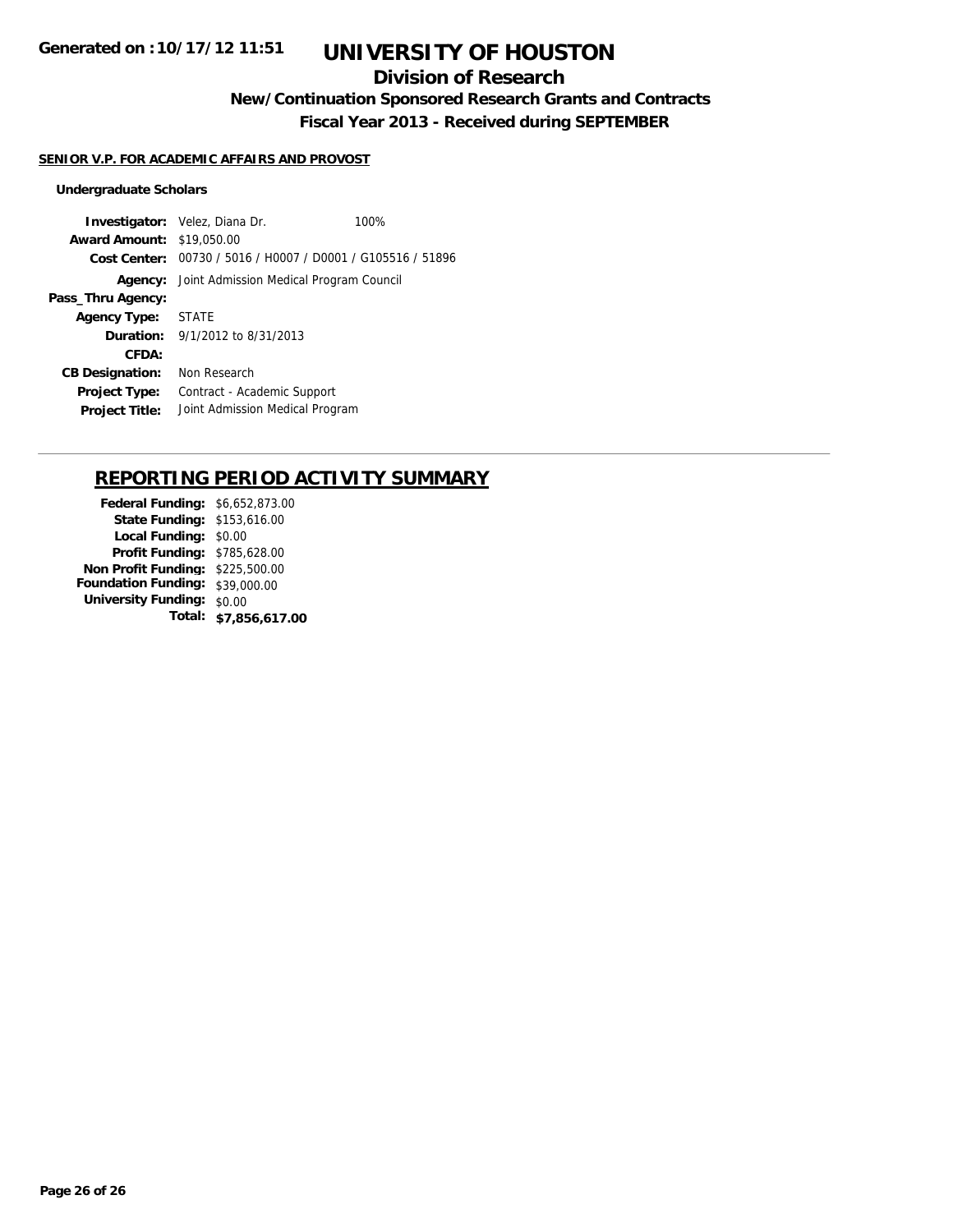**SENIOR V.P. FOR ACADEMIC AFFAIRS AND PROVOST**

**Undergraduate Scholars**

| | |
|---|---|
| **Investigator:** | Velez, Diana Dr. 100% |
| **Award Amount:** | $19,050.00 |
| **Cost Center:** | 00730 / 5016 / H0007 / D0001 / G105516 / 51896 |
| **Agency:** | Joint Admission Medical Program Council |
| **Pass_Thru Agency:** | |
| **Agency Type:** | STATE |
| **Duration:** | 9/1/2012 to 8/31/2013 |
| **CFDA:** | |
| **CB Designation:** | Non Research |
| **Project Type:** | Contract - Academic Support |
| **Project Title:** | Joint Admission Medical Program |

## REPORTING PERIOD ACTIVITY SUMMARY

| | |
|---|---|
| **Federal Funding:** | $6,652,873.00 |
| **State Funding:** | $153,616.00 |
| **Local Funding:** | $0.00 |
| **Profit Funding:** | $785,628.00 |
| **Non Profit Funding:** | $225,500.00 |
| **Foundation Funding:** | $39,000.00 |
| **University Funding:** | $0.00 |
| **Total:** | **$7,856,617.00** |